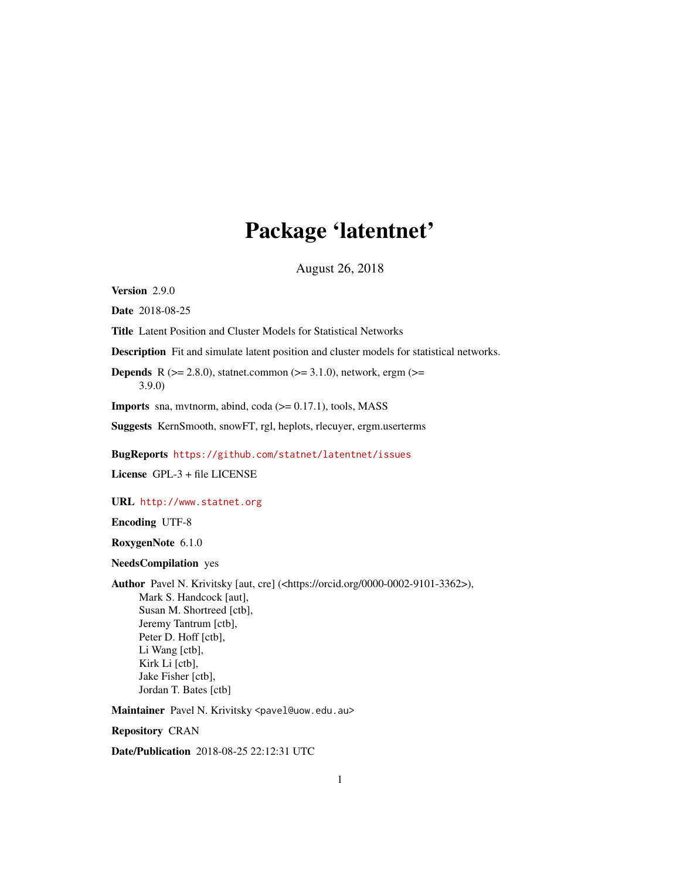# Package 'latentnet'

August 26, 2018

**Version** 2.9.0

**Date** 2018-08-25

**Title** Latent Position and Cluster Models for Statistical Networks

**Description** Fit and simulate latent position and cluster models for statistical networks.

**Depends** R (>= 2.8.0), statnet.common (>= 3.1.0), network, ergm (>= 3.9.0)

**Imports** sna, mvtnorm, abind, coda (>= 0.17.1), tools, MASS

**Suggests** KernSmooth, snowFT, rgl, heplots, rlecuyer, ergm.userterms

**BugReports** https://github.com/statnet/latentnet/issues

**License** GPL-3 + file LICENSE

**URL** http://www.statnet.org

**Encoding** UTF-8

**RoxygenNote** 6.1.0

**NeedsCompilation** yes

**Author** Pavel N. Krivitsky [aut, cre] (<https://orcid.org/0000-0002-9101-3362>), Mark S. Handcock [aut], Susan M. Shortreed [ctb], Jeremy Tantrum [ctb], Peter D. Hoff [ctb], Li Wang [ctb], Kirk Li [ctb], Jake Fisher [ctb], Jordan T. Bates [ctb]

**Maintainer** Pavel N. Krivitsky <pavel@uow.edu.au>

**Repository** CRAN

**Date/Publication** 2018-08-25 22:12:31 UTC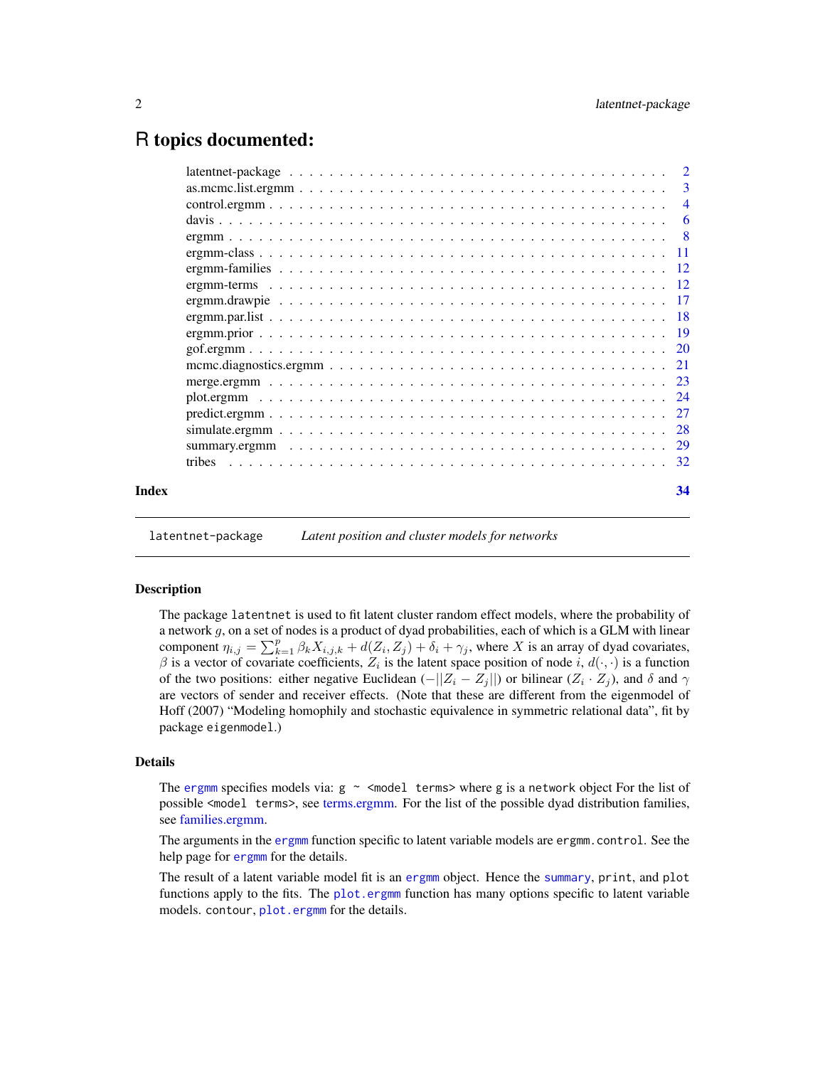# R topics documented:

| | |
|---|---|
| latentnet-package | 2 |
| as.mcmc.list.ergmm | 3 |
| control.ergmm | 4 |
| davis | 6 |
| ergmm | 8 |
| ergmm-class | 11 |
| ergmm-families | 12 |
| ergmm-terms | 12 |
| ergmm.drawpie | 17 |
| ergmm.par.list | 18 |
| ergmm.prior | 19 |
| gof.ergmm | 20 |
| mcmc.diagnostics.ergmm | 21 |
| merge.ergmm | 23 |
| plot.ergmm | 24 |
| predict.ergmm | 27 |
| simulate.ergmm | 28 |
| summary.ergmm | 29 |
| tribes | 32 |
| **Index** | **34** |

---

`latentnet-package` *Latent position and cluster models for networks*

---

### Description

The package `latentnet` is used to fit latent cluster random effect models, where the probability of a network $g$, on a set of nodes is a product of dyad probabilities, each of which is a GLM with linear component $\eta_{i,j} = \sum_{k=1}^{p} \beta_k X_{i,j,k} + d(Z_i, Z_j) + \delta_i + \gamma_j$, where $X$ is an array of dyad covariates, $\beta$ is a vector of covariate coefficients, $Z_i$ is the latent space position of node $i$, $d(\cdot, \cdot)$ is a function of the two positions: either negative Euclidean ($-||Z_i - Z_j||$) or bilinear ($Z_i \cdot Z_j$), and $\delta$ and $\gamma$ are vectors of sender and receiver effects. (Note that these are different from the eigenmodel of Hoff (2007) "Modeling homophily and stochastic equivalence in symmetric relational data", fit by package `eigenmodel`.)

### Details

The `ergmm` specifies models via: `g ~ <model terms>` where `g` is a `network` object For the list of possible `<model terms>`, see terms.ergmm. For the list of the possible dyad distribution families, see families.ergmm.

The arguments in the `ergmm` function specific to latent variable models are `ergmm.control`. See the help page for `ergmm` for the details.

The result of a latent variable model fit is an `ergmm` object. Hence the `summary`, `print`, and `plot` functions apply to the fits. The `plot.ergmm` function has many options specific to latent variable models. `contour`, `plot.ergmm` for the details.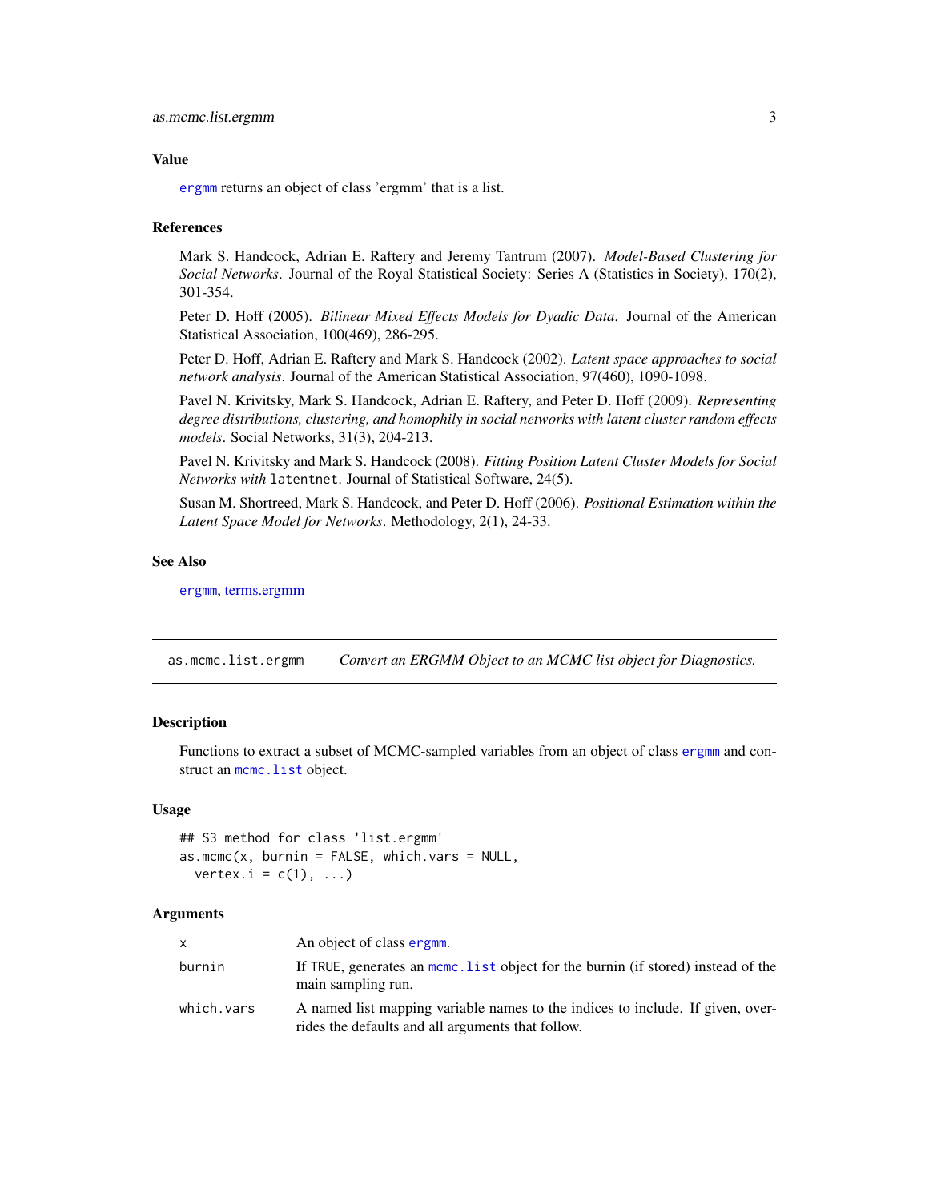## Value

ergmm returns an object of class 'ergmm' that is a list.

## References

Mark S. Handcock, Adrian E. Raftery and Jeremy Tantrum (2007). *Model-Based Clustering for Social Networks*. Journal of the Royal Statistical Society: Series A (Statistics in Society), 170(2), 301-354.

Peter D. Hoff (2005). *Bilinear Mixed Effects Models for Dyadic Data*. Journal of the American Statistical Association, 100(469), 286-295.

Peter D. Hoff, Adrian E. Raftery and Mark S. Handcock (2002). *Latent space approaches to social network analysis*. Journal of the American Statistical Association, 97(460), 1090-1098.

Pavel N. Krivitsky, Mark S. Handcock, Adrian E. Raftery, and Peter D. Hoff (2009). *Representing degree distributions, clustering, and homophily in social networks with latent cluster random effects models*. Social Networks, 31(3), 204-213.

Pavel N. Krivitsky and Mark S. Handcock (2008). *Fitting Position Latent Cluster Models for Social Networks with* `latentnet`. Journal of Statistical Software, 24(5).

Susan M. Shortreed, Mark S. Handcock, and Peter D. Hoff (2006). *Positional Estimation within the Latent Space Model for Networks*. Methodology, 2(1), 24-33.

## See Also

ergmm, terms.ergmm

---

# as.mcmc.list.ergmm — *Convert an ERGMM Object to an MCMC list object for Diagnostics.*

## Description

Functions to extract a subset of MCMC-sampled variables from an object of class `ergmm` and construct an `mcmc.list` object.

## Usage

```
## S3 method for class 'list.ergmm'
as.mcmc(x, burnin = FALSE, which.vars = NULL,
  vertex.i = c(1), ...)
```

## Arguments

| | |
|---|---|
| `x` | An object of class `ergmm`. |
| `burnin` | If `TRUE`, generates an `mcmc.list` object for the burnin (if stored) instead of the main sampling run. |
| `which.vars` | A named list mapping variable names to the indices to include. If given, overrides the defaults and all arguments that follow. |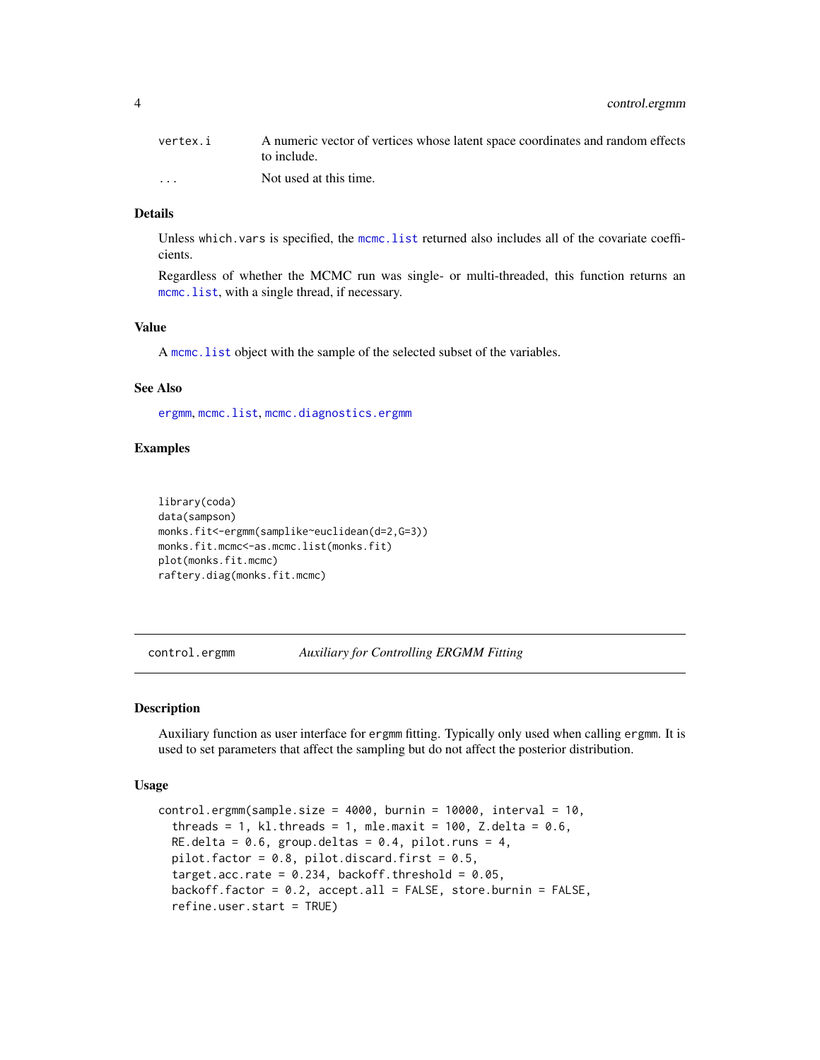| | |
|---|---|
| vertex.i | A numeric vector of vertices whose latent space coordinates and random effects to include. |
| ... | Not used at this time. |

### Details

Unless which.vars is specified, the mcmc.list returned also includes all of the covariate coefficients.

Regardless of whether the MCMC run was single- or multi-threaded, this function returns an mcmc.list, with a single thread, if necessary.

### Value

A mcmc.list object with the sample of the selected subset of the variables.

### See Also

ergmm, mcmc.list, mcmc.diagnostics.ergmm

### Examples

```
library(coda)
data(sampson)
monks.fit<-ergmm(samplike~euclidean(d=2,G=3))
monks.fit.mcmc<-as.mcmc.list(monks.fit)
plot(monks.fit.mcmc)
raftery.diag(monks.fit.mcmc)
```

---

## control.ergmm *Auxiliary for Controlling ERGMM Fitting*

### Description

Auxiliary function as user interface for ergmm fitting. Typically only used when calling ergmm. It is used to set parameters that affect the sampling but do not affect the posterior distribution.

### Usage

```
control.ergmm(sample.size = 4000, burnin = 10000, interval = 10,
  threads = 1, kl.threads = 1, mle.maxit = 100, Z.delta = 0.6,
  RE.delta = 0.6, group.deltas = 0.4, pilot.runs = 4,
  pilot.factor = 0.8, pilot.discard.first = 0.5,
  target.acc.rate = 0.234, backoff.threshold = 0.05,
  backoff.factor = 0.2, accept.all = FALSE, store.burnin = FALSE,
  refine.user.start = TRUE)
```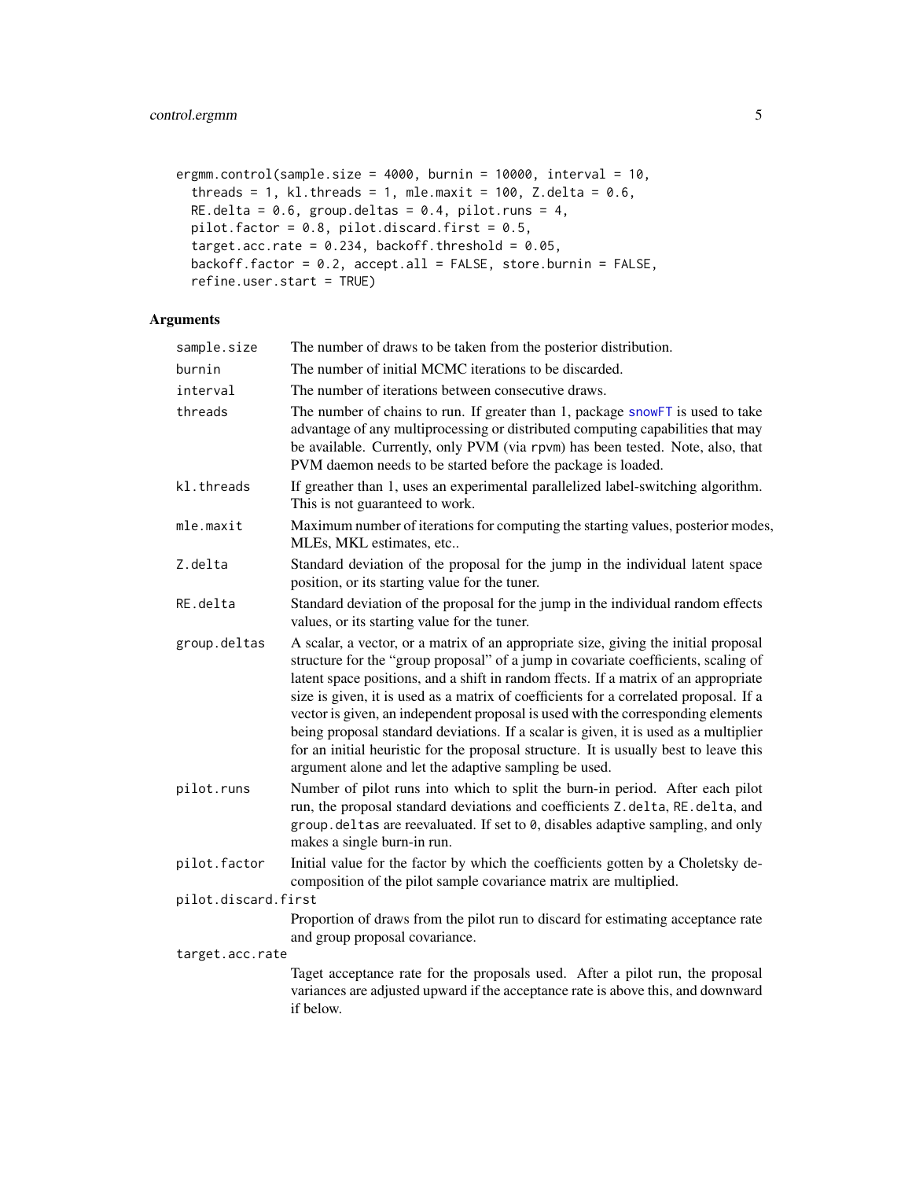```
ergmm.control(sample.size = 4000, burnin = 10000, interval = 10,
  threads = 1, kl.threads = 1, mle.maxit = 100, Z.delta = 0.6,
  RE.delta = 0.6, group.deltas = 0.4, pilot.runs = 4,
  pilot.factor = 0.8, pilot.discard.first = 0.5,
  target.acc.rate = 0.234, backoff.threshold = 0.05,
  backoff.factor = 0.2, accept.all = FALSE, store.burnin = FALSE,
  refine.user.start = TRUE)
```

## Arguments

`sample.size`
: The number of draws to be taken from the posterior distribution.

`burnin`
: The number of initial MCMC iterations to be discarded.

`interval`
: The number of iterations between consecutive draws.

`threads`
: The number of chains to run. If greater than 1, package snowFT is used to take advantage of any multiprocessing or distributed computing capabilities that may be available. Currently, only PVM (via rpvm) has been tested. Note, also, that PVM daemon needs to be started before the package is loaded.

`kl.threads`
: If greather than 1, uses an experimental parallelized label-switching algorithm. This is not guaranteed to work.

`mle.maxit`
: Maximum number of iterations for computing the starting values, posterior modes, MLEs, MKL estimates, etc..

`Z.delta`
: Standard deviation of the proposal for the jump in the individual latent space position, or its starting value for the tuner.

`RE.delta`
: Standard deviation of the proposal for the jump in the individual random effects values, or its starting value for the tuner.

`group.deltas`
: A scalar, a vector, or a matrix of an appropriate size, giving the initial proposal structure for the "group proposal" of a jump in covariate coefficients, scaling of latent space positions, and a shift in random ffects. If a matrix of an appropriate size is given, it is used as a matrix of coefficients for a correlated proposal. If a vector is given, an independent proposal is used with the corresponding elements being proposal standard deviations. If a scalar is given, it is used as a multiplier for an initial heuristic for the proposal structure. It is usually best to leave this argument alone and let the adaptive sampling be used.

`pilot.runs`
: Number of pilot runs into which to split the burn-in period. After each pilot run, the proposal standard deviations and coefficients `Z.delta`, `RE.delta`, and `group.deltas` are reevaluated. If set to `0`, disables adaptive sampling, and only makes a single burn-in run.

`pilot.factor`
: Initial value for the factor by which the coefficients gotten by a Choletsky decomposition of the pilot sample covariance matrix are multiplied.

`pilot.discard.first`
: Proportion of draws from the pilot run to discard for estimating acceptance rate and group proposal covariance.

`target.acc.rate`
: Taget acceptance rate for the proposals used. After a pilot run, the proposal variances are adjusted upward if the acceptance rate is above this, and downward if below.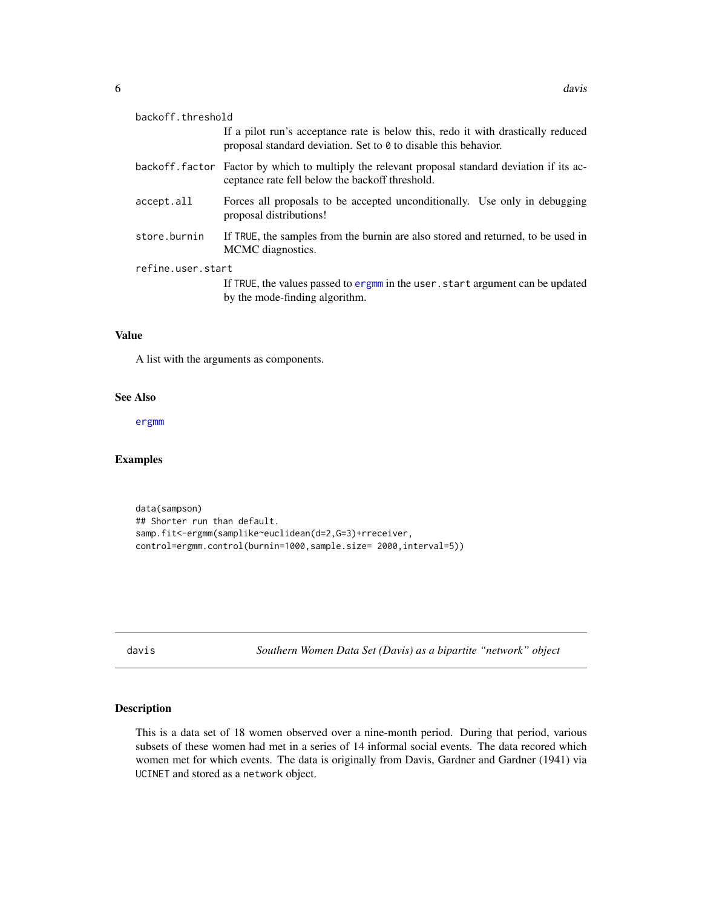backoff.threshold
: If a pilot run's acceptance rate is below this, redo it with drastically reduced proposal standard deviation. Set to `0` to disable this behavior.

backoff.factor
: Factor by which to multiply the relevant proposal standard deviation if its acceptance rate fell below the backoff threshold.

accept.all
: Forces all proposals to be accepted unconditionally. Use only in debugging proposal distributions!

store.burnin
: If `TRUE`, the samples from the burnin are also stored and returned, to be used in MCMC diagnostics.

refine.user.start
: If `TRUE`, the values passed to `ergmm` in the `user.start` argument can be updated by the mode-finding algorithm.

### Value

A list with the arguments as components.

### See Also

`ergmm`

### Examples

```
data(sampson)
## Shorter run than default.
samp.fit<-ergmm(samplike~euclidean(d=2,G=3)+rreceiver,
control=ergmm.control(burnin=1000,sample.size= 2000,interval=5))
```

---

## davis — *Southern Women Data Set (Davis) as a bipartite "network" object*

### Description

This is a data set of 18 women observed over a nine-month period. During that period, various subsets of these women had met in a series of 14 informal social events. The data recored which women met for which events. The data is originally from Davis, Gardner and Gardner (1941) via `UCINET` and stored as a `network` object.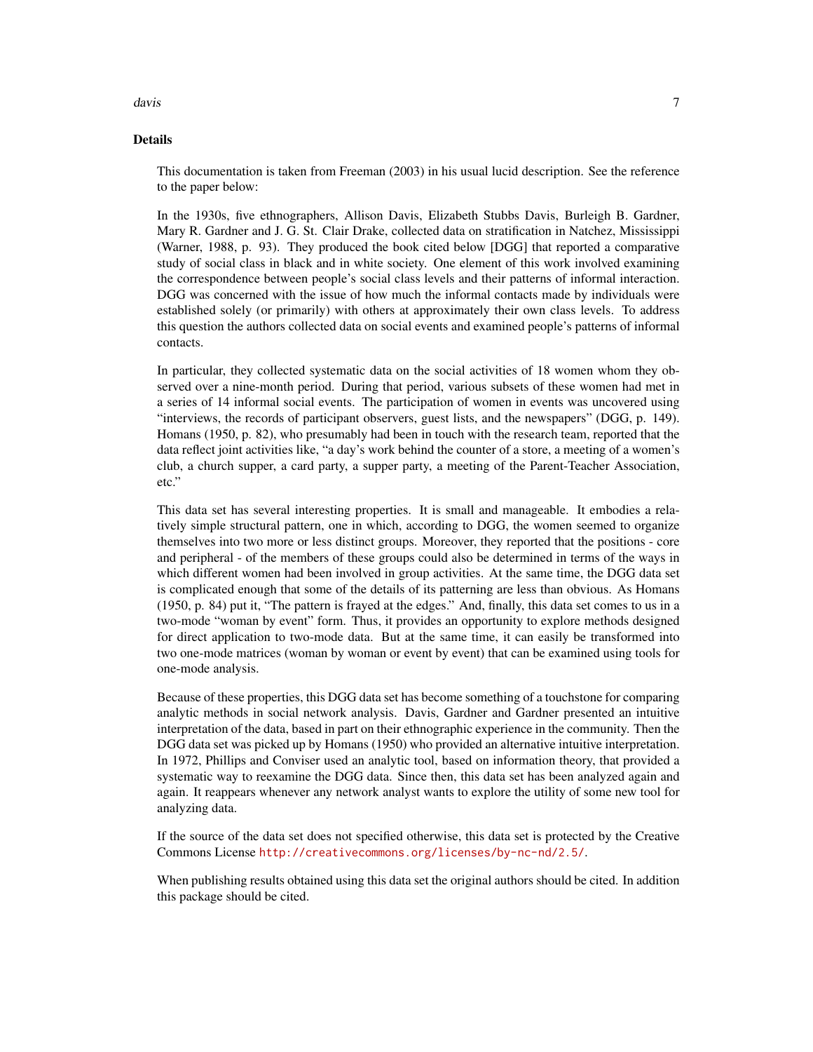## Details

This documentation is taken from Freeman (2003) in his usual lucid description. See the reference to the paper below:

In the 1930s, five ethnographers, Allison Davis, Elizabeth Stubbs Davis, Burleigh B. Gardner, Mary R. Gardner and J. G. St. Clair Drake, collected data on stratification in Natchez, Mississippi (Warner, 1988, p. 93). They produced the book cited below [DGG] that reported a comparative study of social class in black and in white society. One element of this work involved examining the correspondence between people's social class levels and their patterns of informal interaction. DGG was concerned with the issue of how much the informal contacts made by individuals were established solely (or primarily) with others at approximately their own class levels. To address this question the authors collected data on social events and examined people's patterns of informal contacts.

In particular, they collected systematic data on the social activities of 18 women whom they observed over a nine-month period. During that period, various subsets of these women had met in a series of 14 informal social events. The participation of women in events was uncovered using "interviews, the records of participant observers, guest lists, and the newspapers" (DGG, p. 149). Homans (1950, p. 82), who presumably had been in touch with the research team, reported that the data reflect joint activities like, "a day's work behind the counter of a store, a meeting of a women's club, a church supper, a card party, a supper party, a meeting of the Parent-Teacher Association, etc."

This data set has several interesting properties. It is small and manageable. It embodies a relatively simple structural pattern, one in which, according to DGG, the women seemed to organize themselves into two more or less distinct groups. Moreover, they reported that the positions - core and peripheral - of the members of these groups could also be determined in terms of the ways in which different women had been involved in group activities. At the same time, the DGG data set is complicated enough that some of the details of its patterning are less than obvious. As Homans (1950, p. 84) put it, "The pattern is frayed at the edges." And, finally, this data set comes to us in a two-mode "woman by event" form. Thus, it provides an opportunity to explore methods designed for direct application to two-mode data. But at the same time, it can easily be transformed into two one-mode matrices (woman by woman or event by event) that can be examined using tools for one-mode analysis.

Because of these properties, this DGG data set has become something of a touchstone for comparing analytic methods in social network analysis. Davis, Gardner and Gardner presented an intuitive interpretation of the data, based in part on their ethnographic experience in the community. Then the DGG data set was picked up by Homans (1950) who provided an alternative intuitive interpretation. In 1972, Phillips and Conviser used an analytic tool, based on information theory, that provided a systematic way to reexamine the DGG data. Since then, this data set has been analyzed again and again. It reappears whenever any network analyst wants to explore the utility of some new tool for analyzing data.

If the source of the data set does not specified otherwise, this data set is protected by the Creative Commons License http://creativecommons.org/licenses/by-nc-nd/2.5/.

When publishing results obtained using this data set the original authors should be cited. In addition this package should be cited.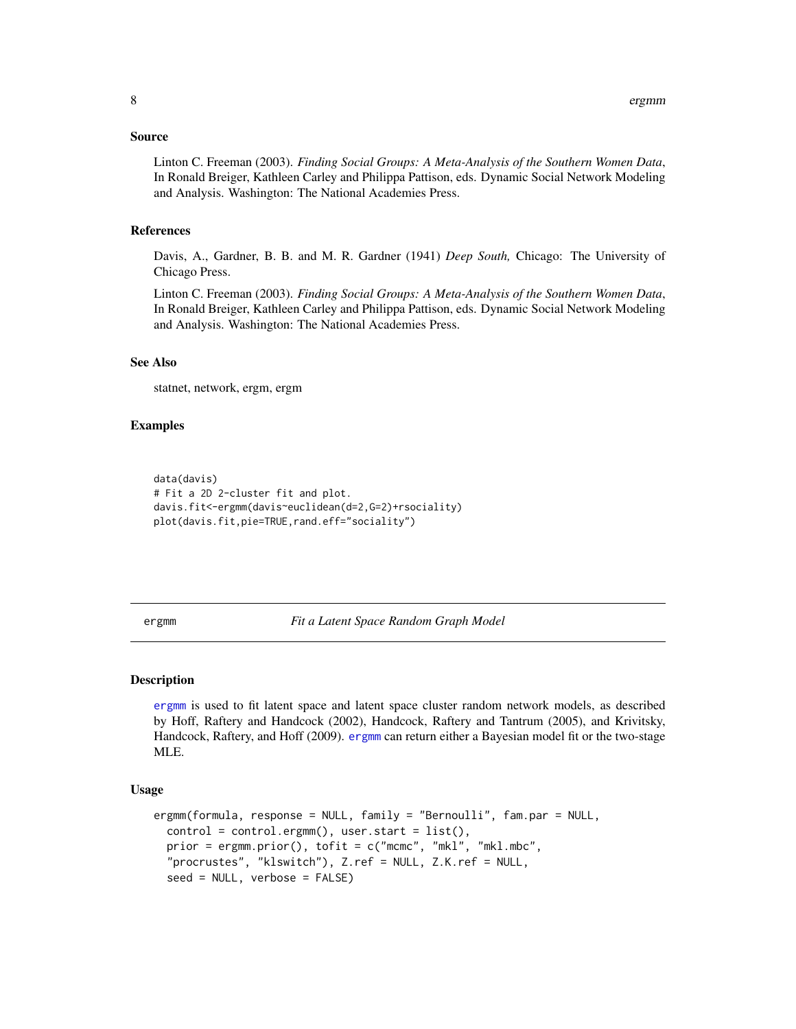### Source

Linton C. Freeman (2003). *Finding Social Groups: A Meta-Analysis of the Southern Women Data*, In Ronald Breiger, Kathleen Carley and Philippa Pattison, eds. Dynamic Social Network Modeling and Analysis. Washington: The National Academies Press.

### References

Davis, A., Gardner, B. B. and M. R. Gardner (1941) *Deep South,* Chicago: The University of Chicago Press.

Linton C. Freeman (2003). *Finding Social Groups: A Meta-Analysis of the Southern Women Data*, In Ronald Breiger, Kathleen Carley and Philippa Pattison, eds. Dynamic Social Network Modeling and Analysis. Washington: The National Academies Press.

### See Also

statnet, network, ergm, ergm

### Examples

```
data(davis)
# Fit a 2D 2-cluster fit and plot.
davis.fit<-ergmm(davis~euclidean(d=2,G=2)+rsociality)
plot(davis.fit,pie=TRUE,rand.eff="sociality")
```

---

## ergmm *Fit a Latent Space Random Graph Model*

### Description

ergmm is used to fit latent space and latent space cluster random network models, as described by Hoff, Raftery and Handcock (2002), Handcock, Raftery and Tantrum (2005), and Krivitsky, Handcock, Raftery, and Hoff (2009). ergmm can return either a Bayesian model fit or the two-stage MLE.

### Usage

```
ergmm(formula, response = NULL, family = "Bernoulli", fam.par = NULL,
  control = control.ergmm(), user.start = list(),
  prior = ergmm.prior(), tofit = c("mcmc", "mkl", "mkl.mbc",
  "procrustes", "klswitch"), Z.ref = NULL, Z.K.ref = NULL,
  seed = NULL, verbose = FALSE)
```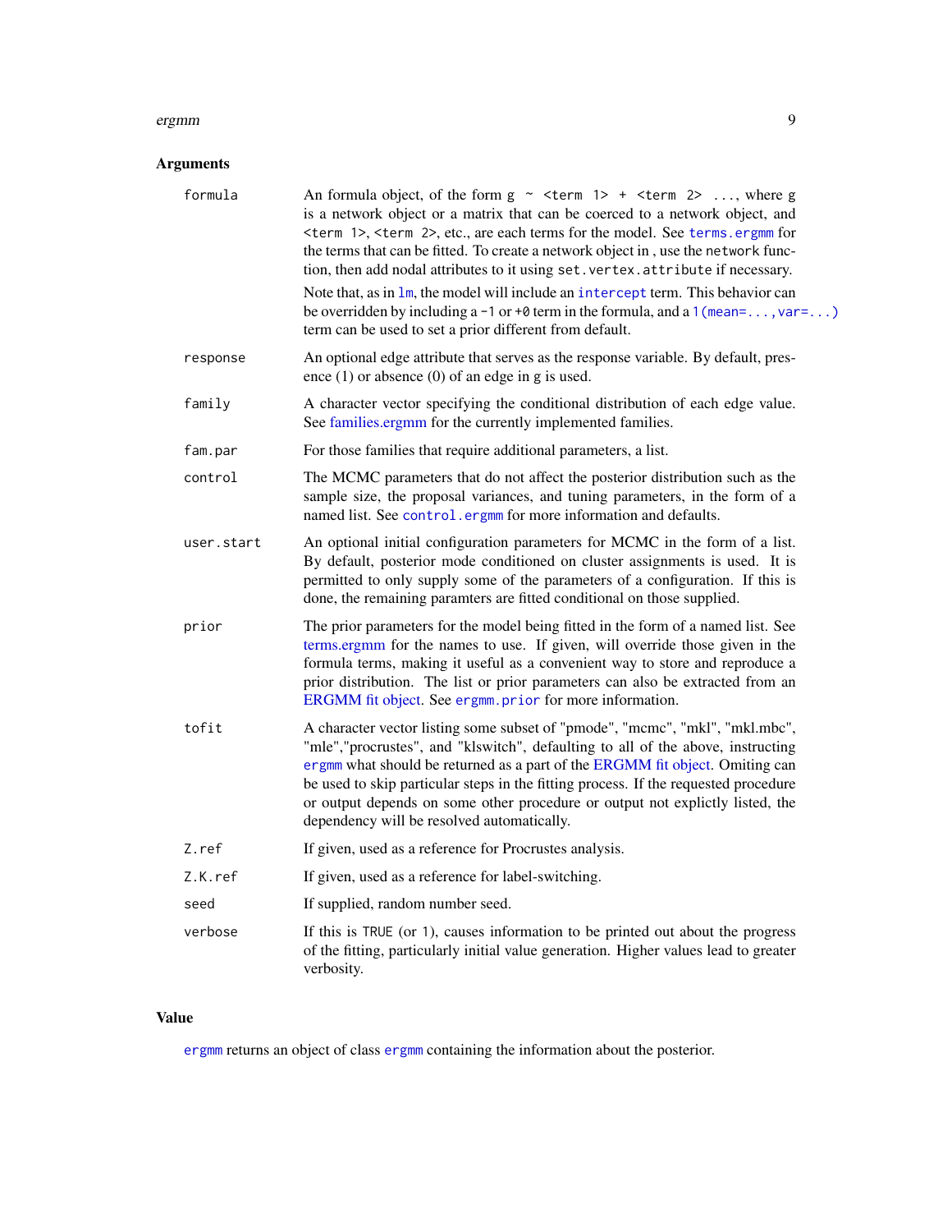### Arguments

| | |
|---|---|
| `formula` | An formula object, of the form `g ~ <term 1> + <term 2> ...`, where `g` is a network object or a matrix that can be coerced to a network object, and `<term 1>`, `<term 2>`, etc., are each terms for the model. See `terms.ergmm` for the terms that can be fitted. To create a network object in , use the `network` function, then add nodal attributes to it using `set.vertex.attribute` if necessary.<br><br>Note that, as in `lm`, the model will include an `intercept` term. This behavior can be overridden by including a `-1` or `+0` term in the formula, and a `1(mean=...,var=...)` term can be used to set a prior different from default. |
| `response` | An optional edge attribute that serves as the response variable. By default, presence (1) or absence (0) of an edge in `g` is used. |
| `family` | A character vector specifying the conditional distribution of each edge value. See families.ergmm for the currently implemented families. |
| `fam.par` | For those families that require additional parameters, a list. |
| `control` | The MCMC parameters that do not affect the posterior distribution such as the sample size, the proposal variances, and tuning parameters, in the form of a named list. See `control.ergmm` for more information and defaults. |
| `user.start` | An optional initial configuration parameters for MCMC in the form of a list. By default, posterior mode conditioned on cluster assignments is used. It is permitted to only supply some of the parameters of a configuration. If this is done, the remaining paramters are fitted conditional on those supplied. |
| `prior` | The prior parameters for the model being fitted in the form of a named list. See terms.ergmm for the names to use. If given, will override those given in the formula terms, making it useful as a convenient way to store and reproduce a prior distribution. The list or prior parameters can also be extracted from an ERGMM fit object. See `ergmm.prior` for more information. |
| `tofit` | A character vector listing some subset of "pmode", "mcmc", "mkl", "mkl.mbc", "mle","procrustes", and "klswitch", defaulting to all of the above, instructing `ergmm` what should be returned as a part of the ERGMM fit object. Omiting can be used to skip particular steps in the fitting process. If the requested procedure or output depends on some other procedure or output not explictly listed, the dependency will be resolved automatically. |
| `Z.ref` | If given, used as a reference for Procrustes analysis. |
| `Z.K.ref` | If given, used as a reference for label-switching. |
| `seed` | If supplied, random number seed. |
| `verbose` | If this is `TRUE` (or `1`), causes information to be printed out about the progress of the fitting, particularly initial value generation. Higher values lead to greater verbosity. |

### Value

`ergmm` returns an object of class `ergmm` containing the information about the posterior.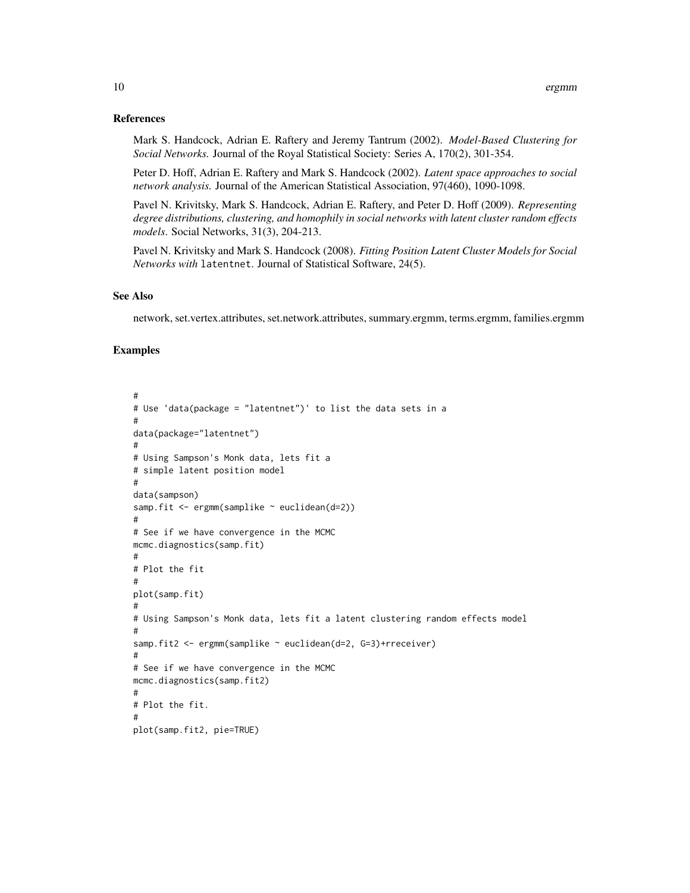## References

Mark S. Handcock, Adrian E. Raftery and Jeremy Tantrum (2002). *Model-Based Clustering for Social Networks.* Journal of the Royal Statistical Society: Series A, 170(2), 301-354.

Peter D. Hoff, Adrian E. Raftery and Mark S. Handcock (2002). *Latent space approaches to social network analysis.* Journal of the American Statistical Association, 97(460), 1090-1098.

Pavel N. Krivitsky, Mark S. Handcock, Adrian E. Raftery, and Peter D. Hoff (2009). *Representing degree distributions, clustering, and homophily in social networks with latent cluster random effects models*. Social Networks, 31(3), 204-213.

Pavel N. Krivitsky and Mark S. Handcock (2008). *Fitting Position Latent Cluster Models for Social Networks with* `latentnet`. Journal of Statistical Software, 24(5).

## See Also

network, set.vertex.attributes, set.network.attributes, summary.ergmm, terms.ergmm, families.ergmm

## Examples

```
#
# Use 'data(package = "latentnet")' to list the data sets in a
#
data(package="latentnet")
#
# Using Sampson's Monk data, lets fit a
# simple latent position model
#
data(sampson)
samp.fit <- ergmm(samplike ~ euclidean(d=2))
#
# See if we have convergence in the MCMC
mcmc.diagnostics(samp.fit)
#
# Plot the fit
#
plot(samp.fit)
#
# Using Sampson's Monk data, lets fit a latent clustering random effects model
#
samp.fit2 <- ergmm(samplike ~ euclidean(d=2, G=3)+rreceiver)
#
# See if we have convergence in the MCMC
mcmc.diagnostics(samp.fit2)
#
# Plot the fit.
#
plot(samp.fit2, pie=TRUE)
```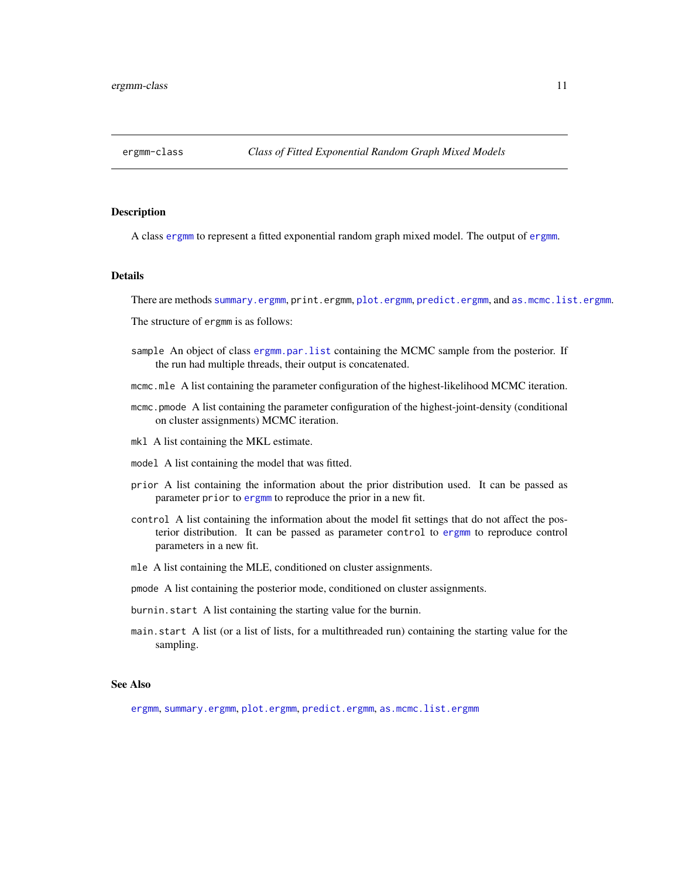# ergmm-class — *Class of Fitted Exponential Random Graph Mixed Models*

## Description

A class ergmm to represent a fitted exponential random graph mixed model. The output of ergmm.

## Details

There are methods summary.ergmm, print.ergmm, plot.ergmm, predict.ergmm, and as.mcmc.list.ergmm.

The structure of ergmm is as follows:

- `sample` An object of class ergmm.par.list containing the MCMC sample from the posterior. If the run had multiple threads, their output is concatenated.
- `mcmc.mle` A list containing the parameter configuration of the highest-likelihood MCMC iteration.
- `mcmc.pmode` A list containing the parameter configuration of the highest-joint-density (conditional on cluster assignments) MCMC iteration.
- `mkl` A list containing the MKL estimate.
- `model` A list containing the model that was fitted.
- `prior` A list containing the information about the prior distribution used. It can be passed as parameter `prior` to ergmm to reproduce the prior in a new fit.
- `control` A list containing the information about the model fit settings that do not affect the posterior distribution. It can be passed as parameter `control` to ergmm to reproduce control parameters in a new fit.
- `mle` A list containing the MLE, conditioned on cluster assignments.
- `pmode` A list containing the posterior mode, conditioned on cluster assignments.
- `burnin.start` A list containing the starting value for the burnin.
- `main.start` A list (or a list of lists, for a multithreaded run) containing the starting value for the sampling.

## See Also

ergmm, summary.ergmm, plot.ergmm, predict.ergmm, as.mcmc.list.ergmm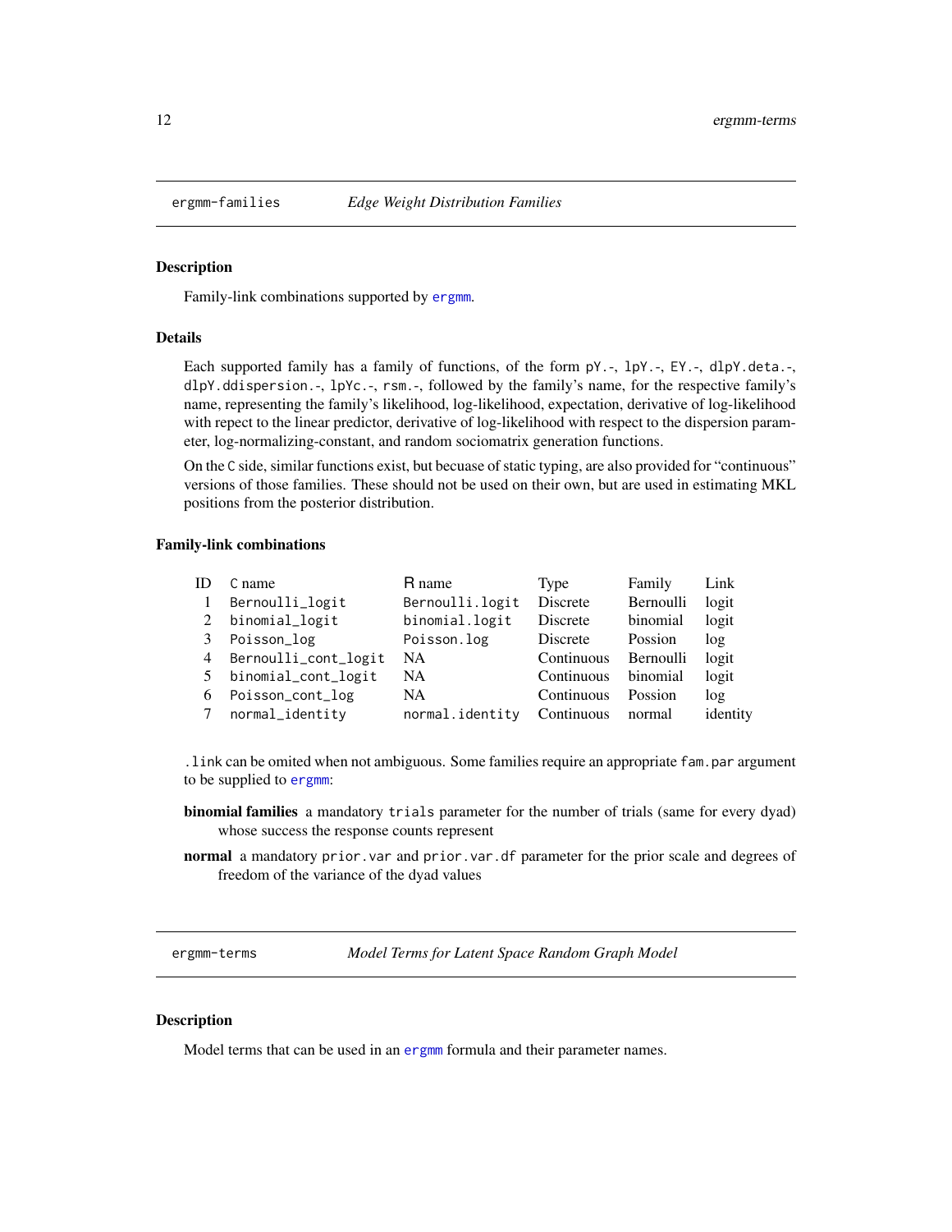## ergmm-families *Edge Weight Distribution Families*

### Description

Family-link combinations supported by ergmm.

### Details

Each supported family has a family of functions, of the form `pY.-`, `lpY.-`, `EY.-`, `dlpY.deta.-`, `dlpY.ddispersion.-`, `lpYc.-`, `rsm.-`, followed by the family's name, for the respective family's name, representing the family's likelihood, log-likelihood, expectation, derivative of log-likelihood with repect to the linear predictor, derivative of log-likelihood with respect to the dispersion parameter, log-normalizing-constant, and random sociomatrix generation functions.

On the C side, similar functions exist, but becuase of static typing, are also provided for "continuous" versions of those families. These should not be used on their own, but are used in estimating MKL positions from the posterior distribution.

### Family-link combinations

| ID | C name | R name | Type | Family | Link |
|---|---|---|---|---|---|
| 1 | `Bernoulli_logit` | `Bernoulli.logit` | Discrete | Bernoulli | logit |
| 2 | `binomial_logit` | `binomial.logit` | Discrete | binomial | logit |
| 3 | `Poisson_log` | `Poisson.log` | Discrete | Possion | log |
| 4 | `Bernoulli_cont_logit` | NA | Continuous | Bernoulli | logit |
| 5 | `binomial_cont_logit` | NA | Continuous | binomial | logit |
| 6 | `Poisson_cont_log` | NA | Continuous | Possion | log |
| 7 | `normal_identity` | `normal.identity` | Continuous | normal | identity |

`.link` can be omited when not ambiguous. Some families require an appropriate `fam.par` argument to be supplied to ergmm:

**binomial families** a mandatory `trials` parameter for the number of trials (same for every dyad) whose success the response counts represent

**normal** a mandatory `prior.var` and `prior.var.df` parameter for the prior scale and degrees of freedom of the variance of the dyad values

## ergmm-terms *Model Terms for Latent Space Random Graph Model*

### Description

Model terms that can be used in an ergmm formula and their parameter names.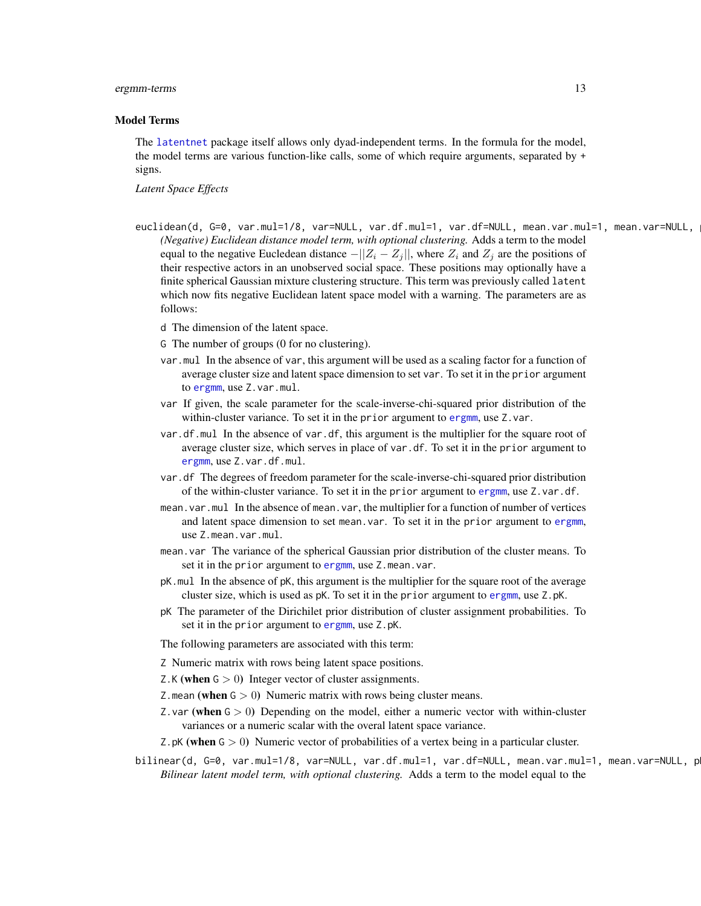### Model Terms

The latentnet package itself allows only dyad-independent terms. In the formula for the model, the model terms are various function-like calls, some of which require arguments, separated by + signs.

*Latent Space Effects*

```
euclidean(d, G=0, var.mul=1/8, var=NULL, var.df.mul=1, var.df=NULL, mean.var.mul=1, mean.var=NULL, p
```

*(Negative) Euclidean distance model term, with optional clustering.* Adds a term to the model equal to the negative Eucledean distance $-||Z_i - Z_j||$, where $Z_i$ and $Z_j$ are the positions of their respective actors in an unobserved social space. These positions may optionally have a finite spherical Gaussian mixture clustering structure. This term was previously called `latent` which now fits negative Euclidean latent space model with a warning. The parameters are as follows:

- `d` The dimension of the latent space.
- `G` The number of groups (0 for no clustering).
- `var.mul` In the absence of `var`, this argument will be used as a scaling factor for a function of average cluster size and latent space dimension to set `var`. To set it in the `prior` argument to ergmm, use `Z.var.mul`.
- `var` If given, the scale parameter for the scale-inverse-chi-squared prior distribution of the within-cluster variance. To set it in the `prior` argument to ergmm, use `Z.var`.
- `var.df.mul` In the absence of `var.df`, this argument is the multiplier for the square root of average cluster size, which serves in place of `var.df`. To set it in the `prior` argument to ergmm, use `Z.var.df.mul`.
- `var.df` The degrees of freedom parameter for the scale-inverse-chi-squared prior distribution of the within-cluster variance. To set it in the `prior` argument to ergmm, use `Z.var.df`.
- `mean.var.mul` In the absence of `mean.var`, the multiplier for a function of number of vertices and latent space dimension to set `mean.var`. To set it in the `prior` argument to ergmm, use `Z.mean.var.mul`.
- `mean.var` The variance of the spherical Gaussian prior distribution of the cluster means. To set it in the `prior` argument to ergmm, use `Z.mean.var`.
- `pK.mul` In the absence of `pK`, this argument is the multiplier for the square root of the average cluster size, which is used as `pK`. To set it in the `prior` argument to ergmm, use `Z.pK`.
- `pK` The parameter of the Dirichilet prior distribution of cluster assignment probabilities. To set it in the `prior` argument to ergmm, use `Z.pK`.

The following parameters are associated with this term:

- `Z` Numeric matrix with rows being latent space positions.
- `Z.K` **(when** `G` $> 0$**)** Integer vector of cluster assignments.
- `Z.mean` **(when** `G` $> 0$**)** Numeric matrix with rows being cluster means.
- `Z.var` **(when** `G` $> 0$**)** Depending on the model, either a numeric vector with within-cluster variances or a numeric scalar with the overal latent space variance.
- `Z.pK` **(when** `G` $> 0$**)** Numeric vector of probabilities of a vertex being in a particular cluster.

```
bilinear(d, G=0, var.mul=1/8, var=NULL, var.df.mul=1, var.df=NULL, mean.var.mul=1, mean.var=NULL, p
```

*Bilinear latent model term, with optional clustering.* Adds a term to the model equal to the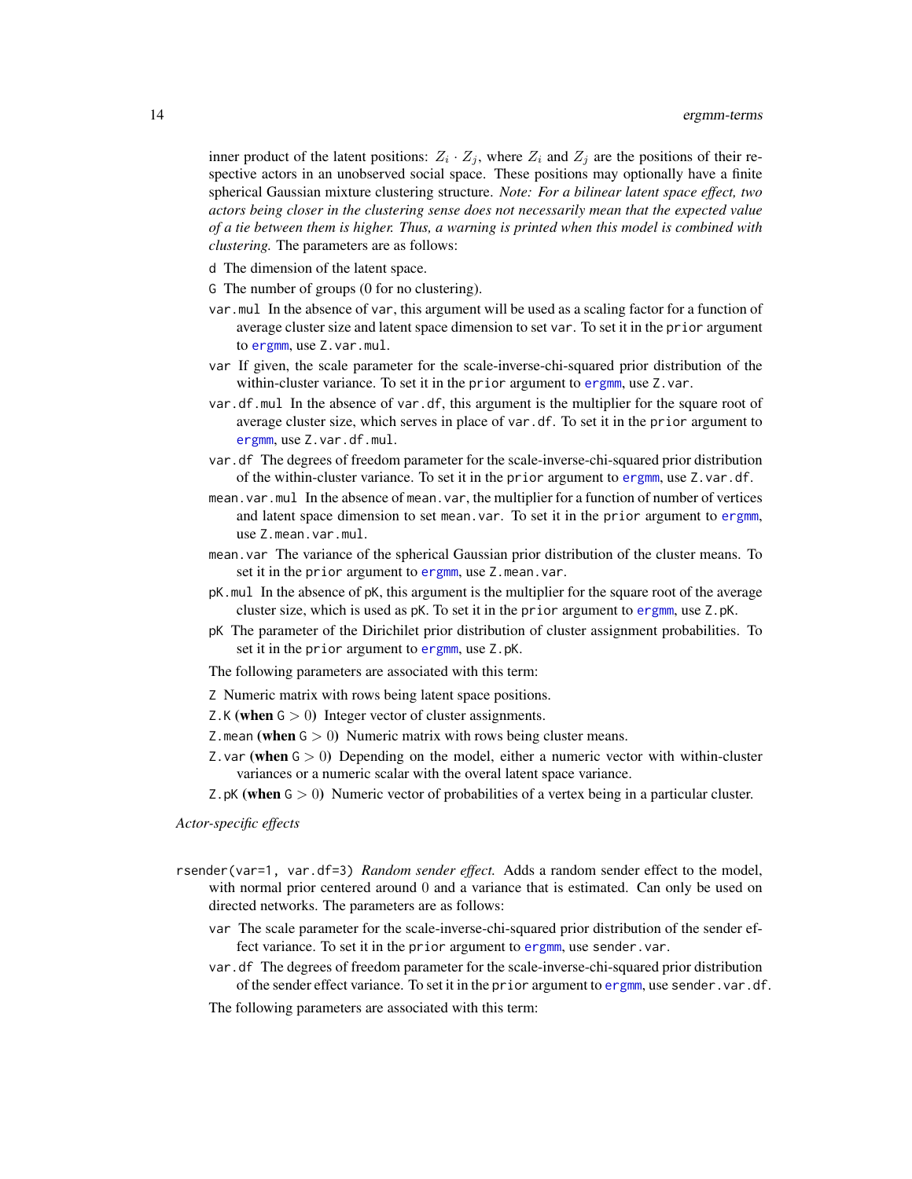inner product of the latent positions: $Z_i \cdot Z_j$, where $Z_i$ and $Z_j$ are the positions of their respective actors in an unobserved social space. These positions may optionally have a finite spherical Gaussian mixture clustering structure. *Note: For a bilinear latent space effect, two actors being closer in the clustering sense does not necessarily mean that the expected value of a tie between them is higher. Thus, a warning is printed when this model is combined with clustering.* The parameters are as follows:

`d` The dimension of the latent space.

`G` The number of groups (0 for no clustering).

`var.mul` In the absence of `var`, this argument will be used as a scaling factor for a function of average cluster size and latent space dimension to set `var`. To set it in the `prior` argument to `ergmm`, use `Z.var.mul`.

`var` If given, the scale parameter for the scale-inverse-chi-squared prior distribution of the within-cluster variance. To set it in the `prior` argument to `ergmm`, use `Z.var`.

`var.df.mul` In the absence of `var.df`, this argument is the multiplier for the square root of average cluster size, which serves in place of `var.df`. To set it in the `prior` argument to `ergmm`, use `Z.var.df.mul`.

`var.df` The degrees of freedom parameter for the scale-inverse-chi-squared prior distribution of the within-cluster variance. To set it in the `prior` argument to `ergmm`, use `Z.var.df`.

`mean.var.mul` In the absence of `mean.var`, the multiplier for a function of number of vertices and latent space dimension to set `mean.var`. To set it in the `prior` argument to `ergmm`, use `Z.mean.var.mul`.

`mean.var` The variance of the spherical Gaussian prior distribution of the cluster means. To set it in the `prior` argument to `ergmm`, use `Z.mean.var`.

`pK.mul` In the absence of `pK`, this argument is the multiplier for the square root of the average cluster size, which is used as `pK`. To set it in the `prior` argument to `ergmm`, use `Z.pK`.

`pK` The parameter of the Dirichilet prior distribution of cluster assignment probabilities. To set it in the `prior` argument to `ergmm`, use `Z.pK`.

The following parameters are associated with this term:

`Z` Numeric matrix with rows being latent space positions.

`Z.K` **(when** `G` $> 0$**)** Integer vector of cluster assignments.

`Z.mean` **(when** `G` $> 0$**)** Numeric matrix with rows being cluster means.

`Z.var` **(when** `G` $> 0$**)** Depending on the model, either a numeric vector with within-cluster variances or a numeric scalar with the overal latent space variance.

`Z.pK` **(when** `G` $> 0$**)** Numeric vector of probabilities of a vertex being in a particular cluster.

*Actor-specific effects*

`rsender(var=1, var.df=3)` *Random sender effect.* Adds a random sender effect to the model, with normal prior centered around $0$ and a variance that is estimated. Can only be used on directed networks. The parameters are as follows:

`var` The scale parameter for the scale-inverse-chi-squared prior distribution of the sender effect variance. To set it in the `prior` argument to `ergmm`, use `sender.var`.

`var.df` The degrees of freedom parameter for the scale-inverse-chi-squared prior distribution of the sender effect variance. To set it in the `prior` argument to `ergmm`, use `sender.var.df`.

The following parameters are associated with this term: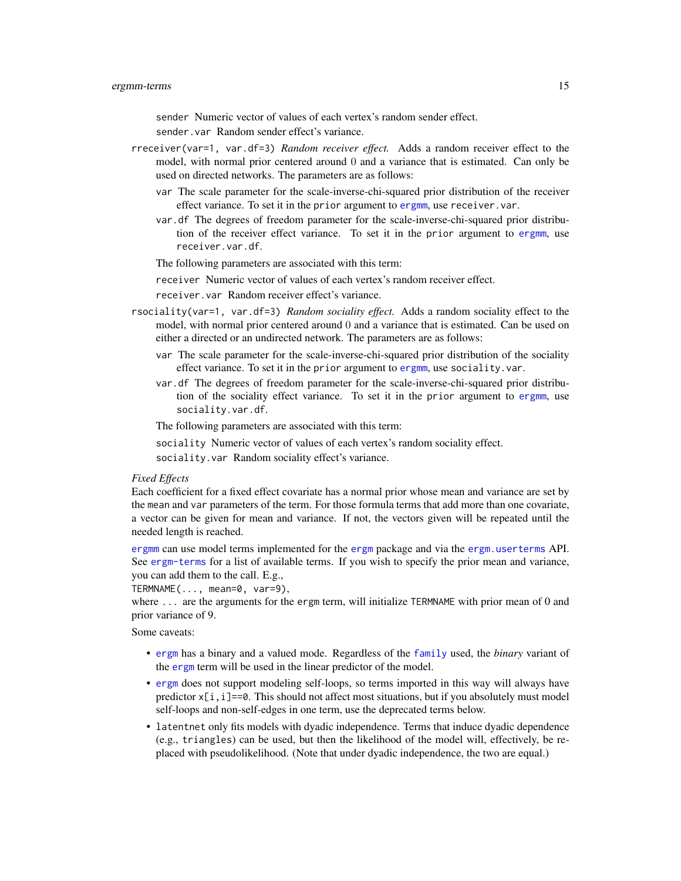`sender` Numeric vector of values of each vertex's random sender effect.

`sender.var` Random sender effect's variance.

`rreceiver(var=1, var.df=3)` *Random receiver effect.* Adds a random receiver effect to the model, with normal prior centered around 0 and a variance that is estimated. Can only be used on directed networks. The parameters are as follows:

- `var` The scale parameter for the scale-inverse-chi-squared prior distribution of the receiver effect variance. To set it in the `prior` argument to `ergmm`, use `receiver.var`.
- `var.df` The degrees of freedom parameter for the scale-inverse-chi-squared prior distribution of the receiver effect variance. To set it in the `prior` argument to `ergmm`, use `receiver.var.df`.

The following parameters are associated with this term:

`receiver` Numeric vector of values of each vertex's random receiver effect.

`receiver.var` Random receiver effect's variance.

`rsociality(var=1, var.df=3)` *Random sociality effect.* Adds a random sociality effect to the model, with normal prior centered around 0 and a variance that is estimated. Can be used on either a directed or an undirected network. The parameters are as follows:

- `var` The scale parameter for the scale-inverse-chi-squared prior distribution of the sociality effect variance. To set it in the `prior` argument to `ergmm`, use `sociality.var`.
- `var.df` The degrees of freedom parameter for the scale-inverse-chi-squared prior distribution of the sociality effect variance. To set it in the `prior` argument to `ergmm`, use `sociality.var.df`.

The following parameters are associated with this term:

`sociality` Numeric vector of values of each vertex's random sociality effect.

`sociality.var` Random sociality effect's variance.

*Fixed Effects*

Each coefficient for a fixed effect covariate has a normal prior whose mean and variance are set by the `mean` and `var` parameters of the term. For those formula terms that add more than one covariate, a vector can be given for mean and variance. If not, the vectors given will be repeated until the needed length is reached.

`ergmm` can use model terms implemented for the `ergm` package and via the `ergm.userterms` API. See `ergm-terms` for a list of available terms. If you wish to specify the prior mean and variance, you can add them to the call. E.g.,
`TERMNAME(..., mean=0, var=9)`,
where `...` are the arguments for the `ergm` term, will initialize `TERMNAME` with prior mean of 0 and prior variance of 9.

Some caveats:

- `ergm` has a binary and a valued mode. Regardless of the `family` used, the *binary* variant of the `ergm` term will be used in the linear predictor of the model.
- `ergm` does not support modeling self-loops, so terms imported in this way will always have predictor `x[i,i]==0`. This should not affect most situations, but if you absolutely must model self-loops and non-self-edges in one term, use the deprecated terms below.
- `latentnet` only fits models with dyadic independence. Terms that induce dyadic dependence (e.g., `triangles`) can be used, but then the likelihood of the model will, effectively, be replaced with pseudolikelihood. (Note that under dyadic independence, the two are equal.)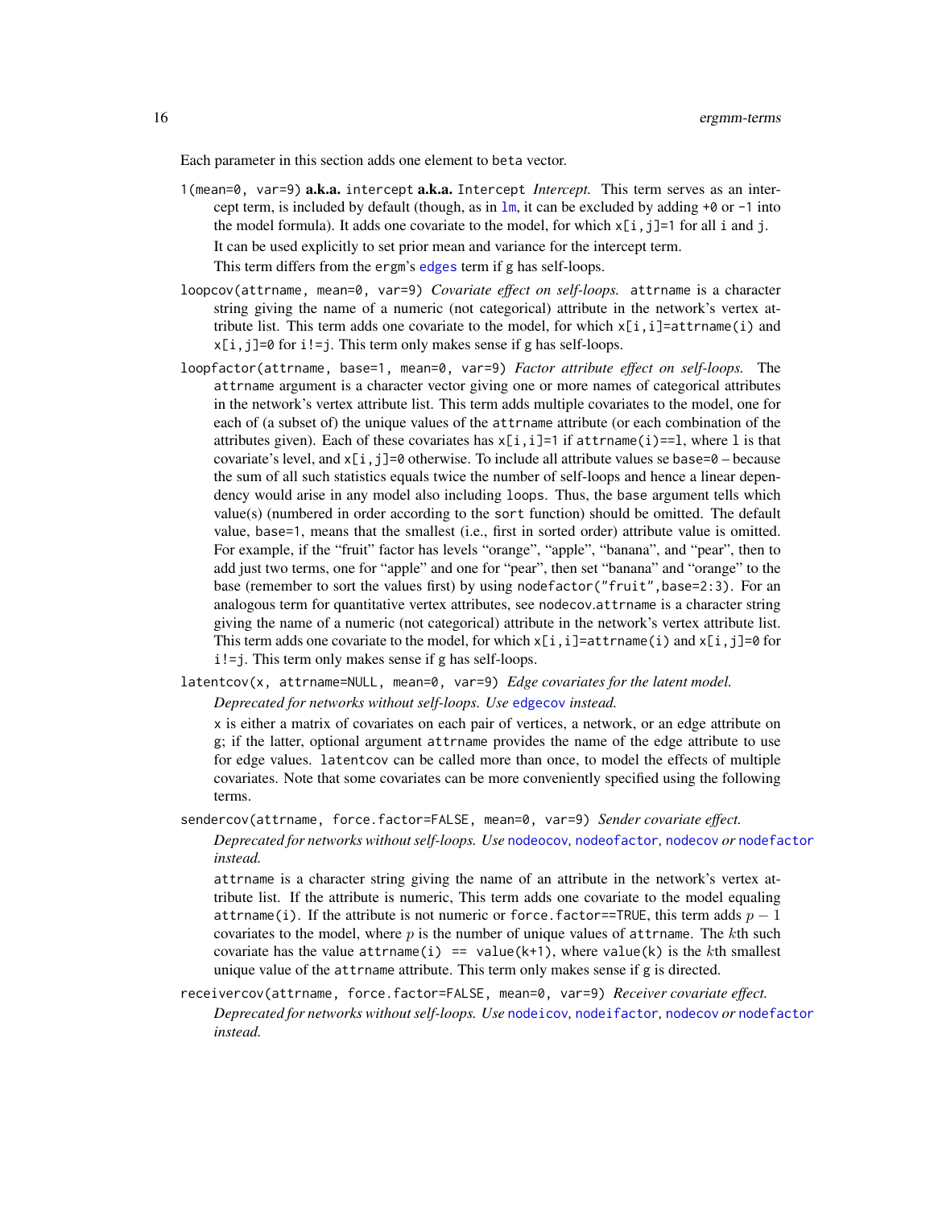Each parameter in this section adds one element to `beta` vector.

`1(mean=0, var=9)` **a.k.a.** `intercept` **a.k.a.** `Intercept` *Intercept.* This term serves as an intercept term, is included by default (though, as in `lm`, it can be excluded by adding `+0` or `-1` into the model formula). It adds one covariate to the model, for which `x[i,j]=1` for all `i` and `j`.

It can be used explicitly to set prior mean and variance for the intercept term.

This term differs from the `ergm`'s `edges` term if `g` has self-loops.

`loopcov(attrname, mean=0, var=9)` *Covariate effect on self-loops.* `attrname` is a character string giving the name of a numeric (not categorical) attribute in the network's vertex attribute list. This term adds one covariate to the model, for which `x[i,i]=attrname(i)` and `x[i,j]=0` for `i!=j`. This term only makes sense if `g` has self-loops.

`loopfactor(attrname, base=1, mean=0, var=9)` *Factor attribute effect on self-loops.* The `attrname` argument is a character vector giving one or more names of categorical attributes in the network's vertex attribute list. This term adds multiple covariates to the model, one for each of (a subset of) the unique values of the `attrname` attribute (or each combination of the attributes given). Each of these covariates has `x[i,i]=1` if `attrname(i)==l`, where `l` is that covariate's level, and `x[i,j]=0` otherwise. To include all attribute values se `base=0` – because the sum of all such statistics equals twice the number of self-loops and hence a linear dependency would arise in any model also including `loops`. Thus, the `base` argument tells which value(s) (numbered in order according to the `sort` function) should be omitted. The default value, `base=1`, means that the smallest (i.e., first in sorted order) attribute value is omitted. For example, if the "fruit" factor has levels "orange", "apple", "banana", and "pear", then to add just two terms, one for "apple" and one for "pear", then set "banana" and "orange" to the base (remember to sort the values first) by using `nodefactor("fruit",base=2:3)`. For an analogous term for quantitative vertex attributes, see `nodecov.attrname` is a character string giving the name of a numeric (not categorical) attribute in the network's vertex attribute list. This term adds one covariate to the model, for which `x[i,i]=attrname(i)` and `x[i,j]=0` for `i!=j`. This term only makes sense if `g` has self-loops.

`latentcov(x, attrname=NULL, mean=0, var=9)` *Edge covariates for the latent model.*

*Deprecated for networks without self-loops. Use* `edgecov` *instead.*

`x` is either a matrix of covariates on each pair of vertices, a network, or an edge attribute on `g`; if the latter, optional argument `attrname` provides the name of the edge attribute to use for edge values. `latentcov` can be called more than once, to model the effects of multiple covariates. Note that some covariates can be more conveniently specified using the following terms.

`sendercov(attrname, force.factor=FALSE, mean=0, var=9)` *Sender covariate effect.*

*Deprecated for networks without self-loops. Use* `nodeocov`, `nodeofactor`, `nodecov` *or* `nodefactor` *instead.*

`attrname` is a character string giving the name of an attribute in the network's vertex attribute list. If the attribute is numeric, This term adds one covariate to the model equaling `attrname(i)`. If the attribute is not numeric or `force.factor==TRUE`, this term adds $p-1$ covariates to the model, where $p$ is the number of unique values of `attrname`. The $k$th such covariate has the value `attrname(i) == value(k+1)`, where `value(k)` is the $k$th smallest unique value of the `attrname` attribute. This term only makes sense if `g` is directed.

`receivercov(attrname, force.factor=FALSE, mean=0, var=9)` *Receiver covariate effect.*

*Deprecated for networks without self-loops. Use* `nodeicov`, `nodeifactor`, `nodecov` *or* `nodefactor` *instead.*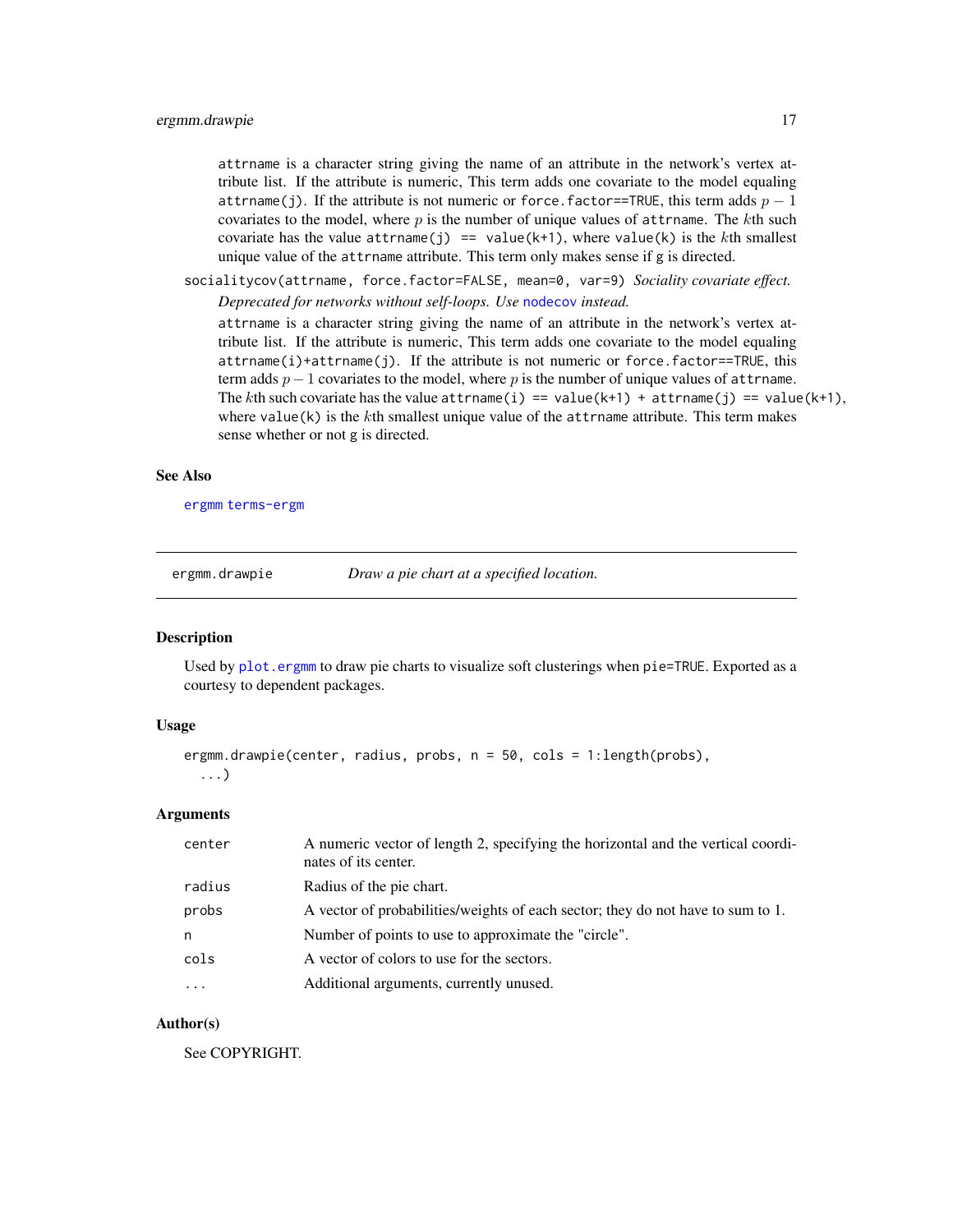attrname is a character string giving the name of an attribute in the network's vertex attribute list. If the attribute is numeric, This term adds one covariate to the model equaling attrname(j). If the attribute is not numeric or force.factor==TRUE, this term adds $p - 1$ covariates to the model, where $p$ is the number of unique values of attrname. The $k$th such covariate has the value attrname(j) == value(k+1), where value(k) is the $k$th smallest unique value of the attrname attribute. This term only makes sense if g is directed.

socialitycov(attrname, force.factor=FALSE, mean=0, var=9) *Sociality covariate effect.*

*Deprecated for networks without self-loops. Use* nodecov *instead.*

attrname is a character string giving the name of an attribute in the network's vertex attribute list. If the attribute is numeric, This term adds one covariate to the model equaling attrname(i)+attrname(j). If the attribute is not numeric or force.factor==TRUE, this term adds $p - 1$ covariates to the model, where $p$ is the number of unique values of attrname. The $k$th such covariate has the value attrname(i) == value(k+1) + attrname(j) == value(k+1), where value(k) is the $k$th smallest unique value of the attrname attribute. This term makes sense whether or not g is directed.

### See Also

ergmm terms-ergm

---

## ergmm.drawpie — *Draw a pie chart at a specified location.*

### Description

Used by plot.ergmm to draw pie charts to visualize soft clusterings when pie=TRUE. Exported as a courtesy to dependent packages.

### Usage

```
ergmm.drawpie(center, radius, probs, n = 50, cols = 1:length(probs),
  ...)
```

### Arguments

| | |
|---|---|
| center | A numeric vector of length 2, specifying the horizontal and the vertical coordinates of its center. |
| radius | Radius of the pie chart. |
| probs | A vector of probabilities/weights of each sector; they do not have to sum to 1. |
| n | Number of points to use to approximate the "circle". |
| cols | A vector of colors to use for the sectors. |
| ... | Additional arguments, currently unused. |

### Author(s)

See COPYRIGHT.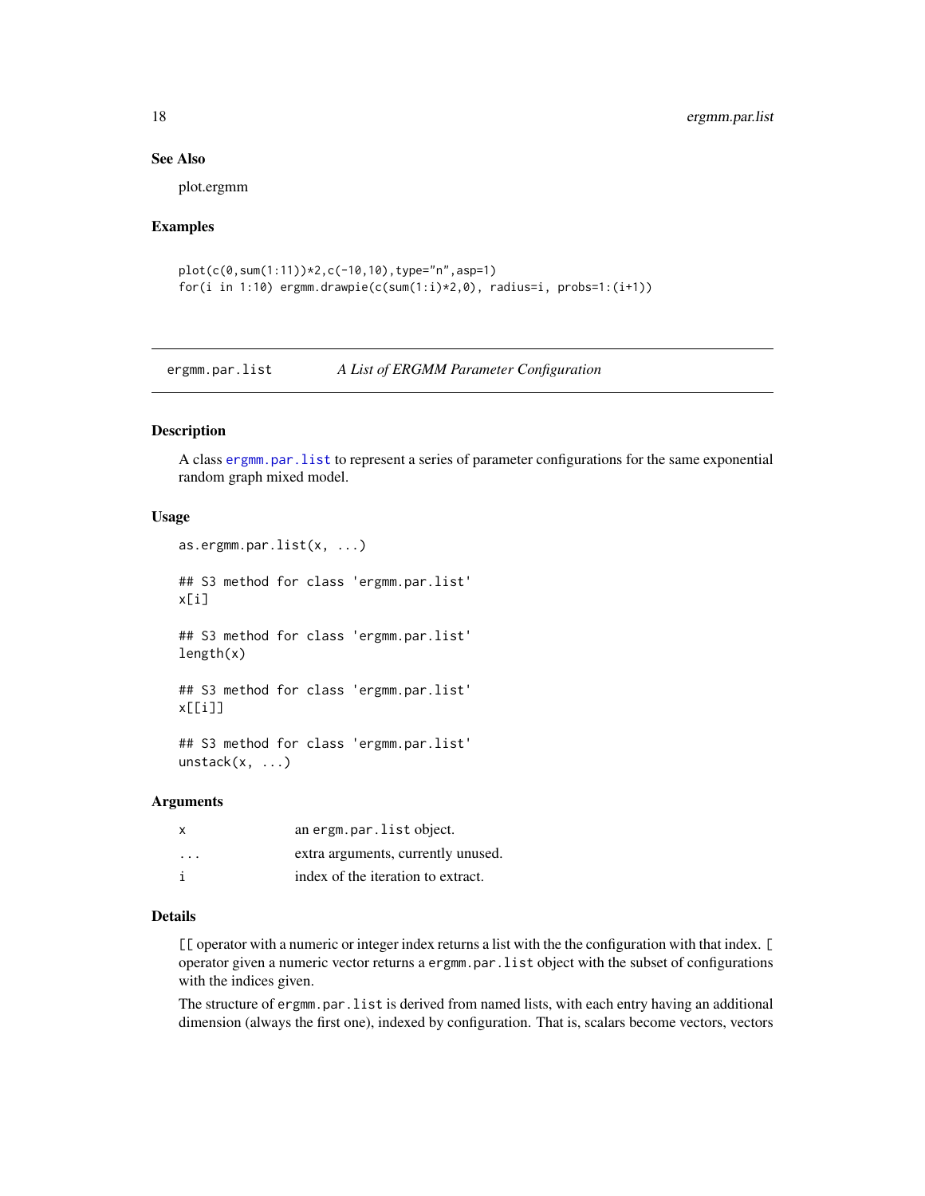## See Also

plot.ergmm

## Examples

```
plot(c(0,sum(1:11))*2,c(-10,10),type="n",asp=1)
for(i in 1:10) ergmm.drawpie(c(sum(1:i)*2,0), radius=i, probs=1:(i+1))
```

---

# ergmm.par.list — *A List of ERGMM Parameter Configuration*

## Description

A class ergmm.par.list to represent a series of parameter configurations for the same exponential random graph mixed model.

## Usage

```
as.ergmm.par.list(x, ...)

## S3 method for class 'ergmm.par.list'
x[i]

## S3 method for class 'ergmm.par.list'
length(x)

## S3 method for class 'ergmm.par.list'
x[[i]]

## S3 method for class 'ergmm.par.list'
unstack(x, ...)
```

## Arguments

| | |
|---|---|
| x | an ergm.par.list object. |
| ... | extra arguments, currently unused. |
| i | index of the iteration to extract. |

## Details

`[[` operator with a numeric or integer index returns a list with the the configuration with that index. `[` operator given a numeric vector returns a `ergmm.par.list` object with the subset of configurations with the indices given.

The structure of `ergmm.par.list` is derived from named lists, with each entry having an additional dimension (always the first one), indexed by configuration. That is, scalars become vectors, vectors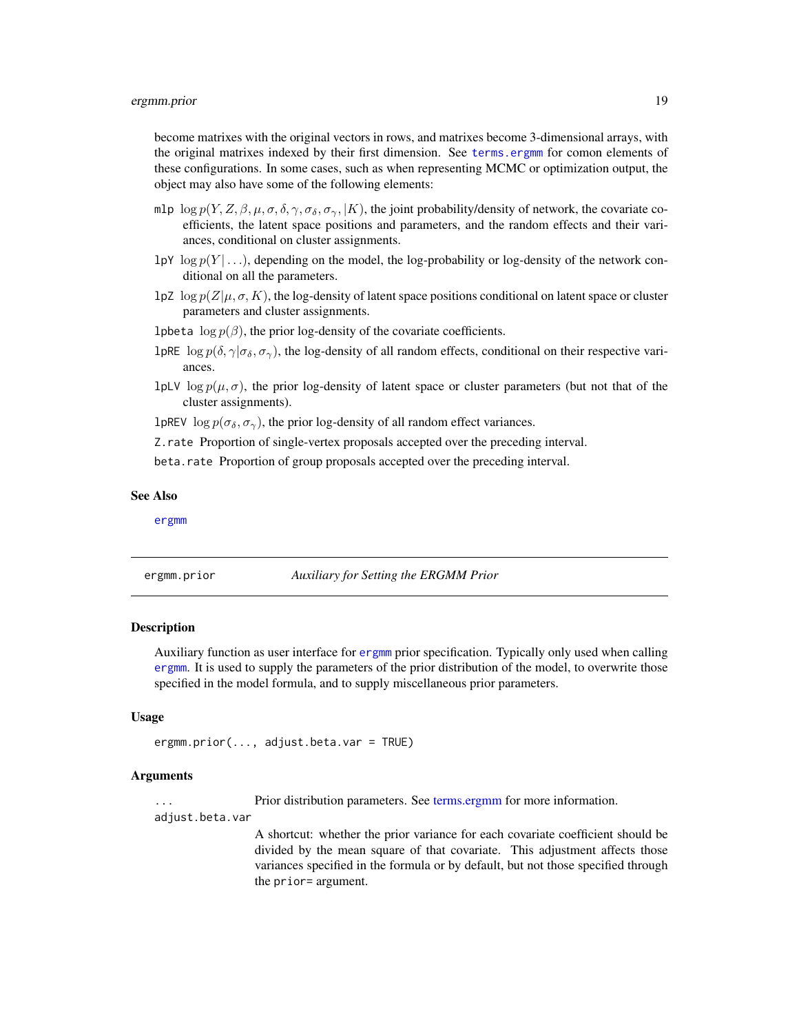become matrixes with the original vectors in rows, and matrixes become 3-dimensional arrays, with the original matrixes indexed by their first dimension. See `terms.ergmm` for comon elements of these configurations. In some cases, such as when representing MCMC or optimization output, the object may also have some of the following elements:

- `mlp` $\log p(Y, Z, \beta, \mu, \sigma, \delta, \gamma, \sigma_\delta, \sigma_\gamma, |K)$, the joint probability/density of network, the covariate coefficients, the latent space positions and parameters, and the random effects and their variances, conditional on cluster assignments.
- `lpY` $\log p(Y|\ldots)$, depending on the model, the log-probability or log-density of the network conditional on all the parameters.
- `lpZ` $\log p(Z|\mu, \sigma, K)$, the log-density of latent space positions conditional on latent space or cluster parameters and cluster assignments.
- `lpbeta` $\log p(\beta)$, the prior log-density of the covariate coefficients.
- `lpRE` $\log p(\delta, \gamma|\sigma_\delta, \sigma_\gamma)$, the log-density of all random effects, conditional on their respective variances.
- `lpLV` $\log p(\mu, \sigma)$, the prior log-density of latent space or cluster parameters (but not that of the cluster assignments).
- `lpREV` $\log p(\sigma_\delta, \sigma_\gamma)$, the prior log-density of all random effect variances.
- `Z.rate` Proportion of single-vertex proposals accepted over the preceding interval.
- `beta.rate` Proportion of group proposals accepted over the preceding interval.

### See Also

`ergmm`

---

## ergmm.prior — *Auxiliary for Setting the ERGMM Prior*

### Description

Auxiliary function as user interface for `ergmm` prior specification. Typically only used when calling `ergmm`. It is used to supply the parameters of the prior distribution of the model, to overwrite those specified in the model formula, and to supply miscellaneous prior parameters.

### Usage

```
ergmm.prior(..., adjust.beta.var = TRUE)
```

### Arguments

- `...` Prior distribution parameters. See terms.ergmm for more information.
- `adjust.beta.var` A shortcut: whether the prior variance for each covariate coefficient should be divided by the mean square of that covariate. This adjustment affects those variances specified in the formula or by default, but not those specified through the `prior=` argument.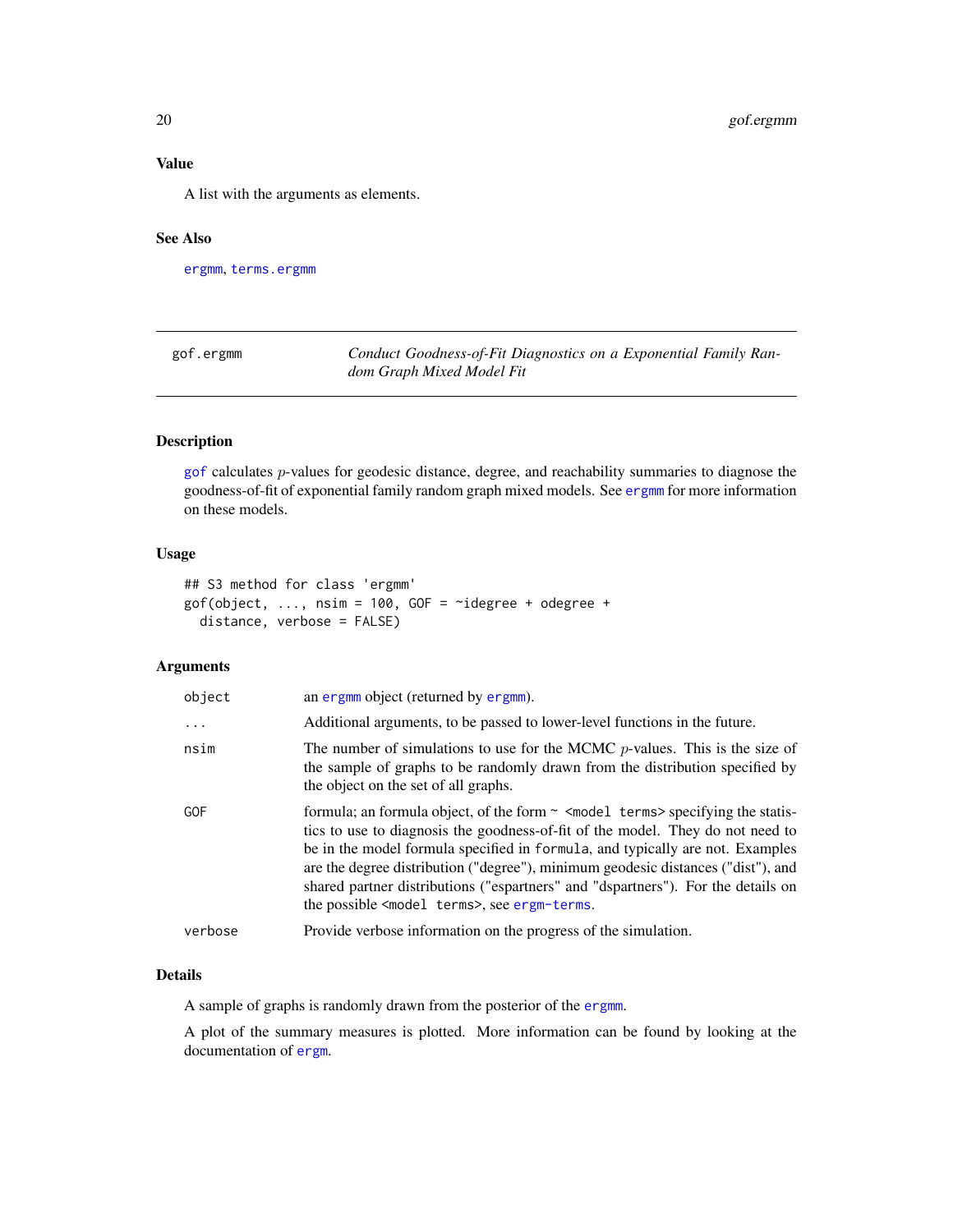## Value

A list with the arguments as elements.

## See Also

ergmm, terms.ergmm

---

# gof.ergmm — *Conduct Goodness-of-Fit Diagnostics on a Exponential Family Random Graph Mixed Model Fit*

## Description

gof calculates $p$-values for geodesic distance, degree, and reachability summaries to diagnose the goodness-of-fit of exponential family random graph mixed models. See ergmm for more information on these models.

## Usage

```
## S3 method for class 'ergmm'
gof(object, ..., nsim = 100, GOF = ~idegree + odegree +
  distance, verbose = FALSE)
```

## Arguments

| | |
|---|---|
| `object` | an ergmm object (returned by ergmm). |
| `...` | Additional arguments, to be passed to lower-level functions in the future. |
| `nsim` | The number of simulations to use for the MCMC $p$-values. This is the size of the sample of graphs to be randomly drawn from the distribution specified by the object on the set of all graphs. |
| `GOF` | formula; an formula object, of the form `~ <model terms>` specifying the statistics to use to diagnosis the goodness-of-fit of the model. They do not need to be in the model formula specified in `formula`, and typically are not. Examples are the degree distribution ("degree"), minimum geodesic distances ("dist"), and shared partner distributions ("espartners" and "dspartners"). For the details on the possible `<model terms>`, see ergm-terms. |
| `verbose` | Provide verbose information on the progress of the simulation. |

## Details

A sample of graphs is randomly drawn from the posterior of the ergmm.

A plot of the summary measures is plotted. More information can be found by looking at the documentation of ergm.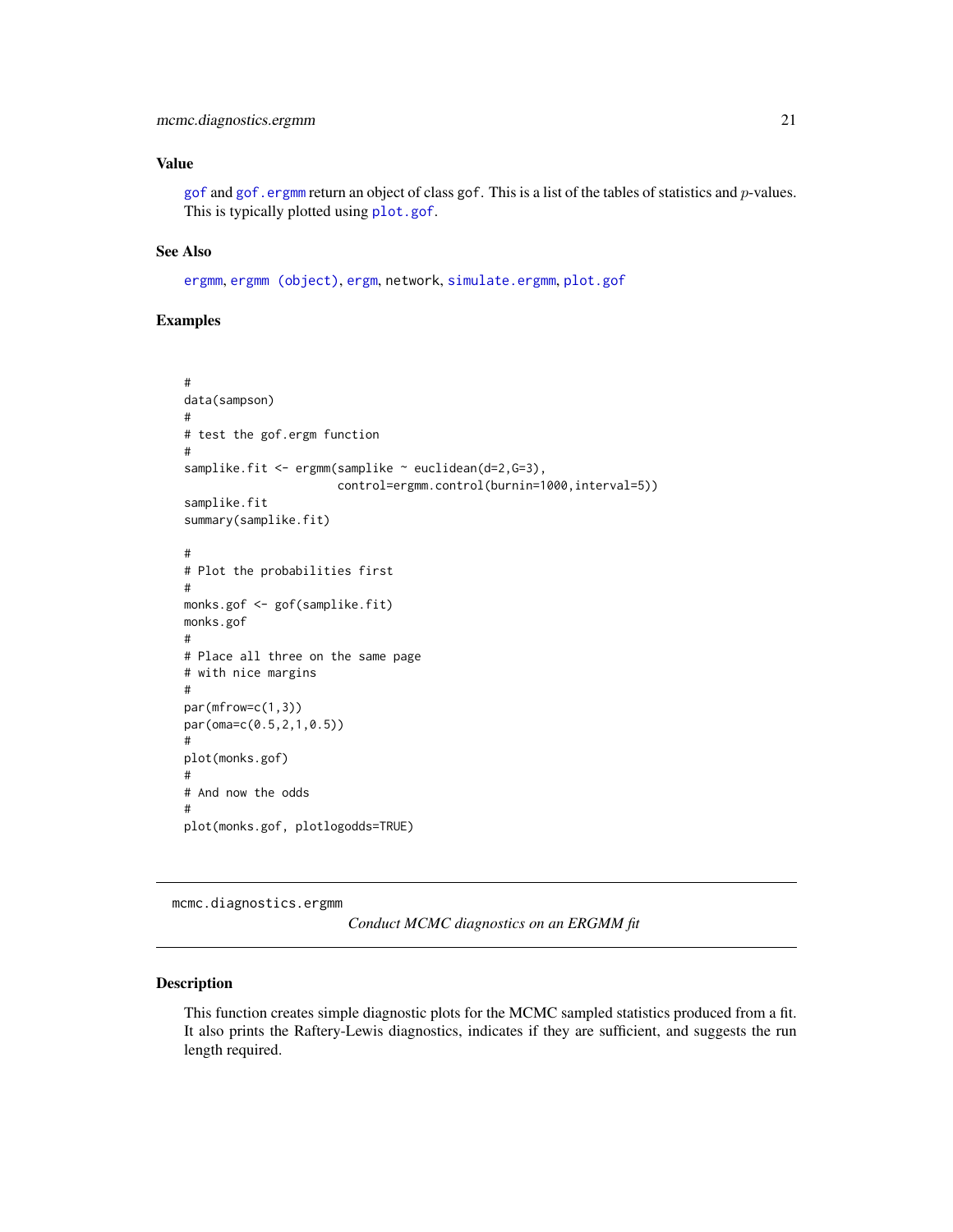### Value

gof and gof.ergmm return an object of class gof. This is a list of the tables of statistics and $p$-values. This is typically plotted using plot.gof.

### See Also

ergmm, ergmm (object), ergm, network, simulate.ergmm, plot.gof

### Examples

```
#
data(sampson)
#
# test the gof.ergm function
#
samplike.fit <- ergmm(samplike ~ euclidean(d=2,G=3),
                      control=ergmm.control(burnin=1000,interval=5))
samplike.fit
summary(samplike.fit)

#
# Plot the probabilities first
#
monks.gof <- gof(samplike.fit)
monks.gof
#
# Place all three on the same page
# with nice margins
#
par(mfrow=c(1,3))
par(oma=c(0.5,2,1,0.5))
#
plot(monks.gof)
#
# And now the odds
#
plot(monks.gof, plotlogodds=TRUE)
```

---

## mcmc.diagnostics.ergmm

*Conduct MCMC diagnostics on an ERGMM fit*

### Description

This function creates simple diagnostic plots for the MCMC sampled statistics produced from a fit. It also prints the Raftery-Lewis diagnostics, indicates if they are sufficient, and suggests the run length required.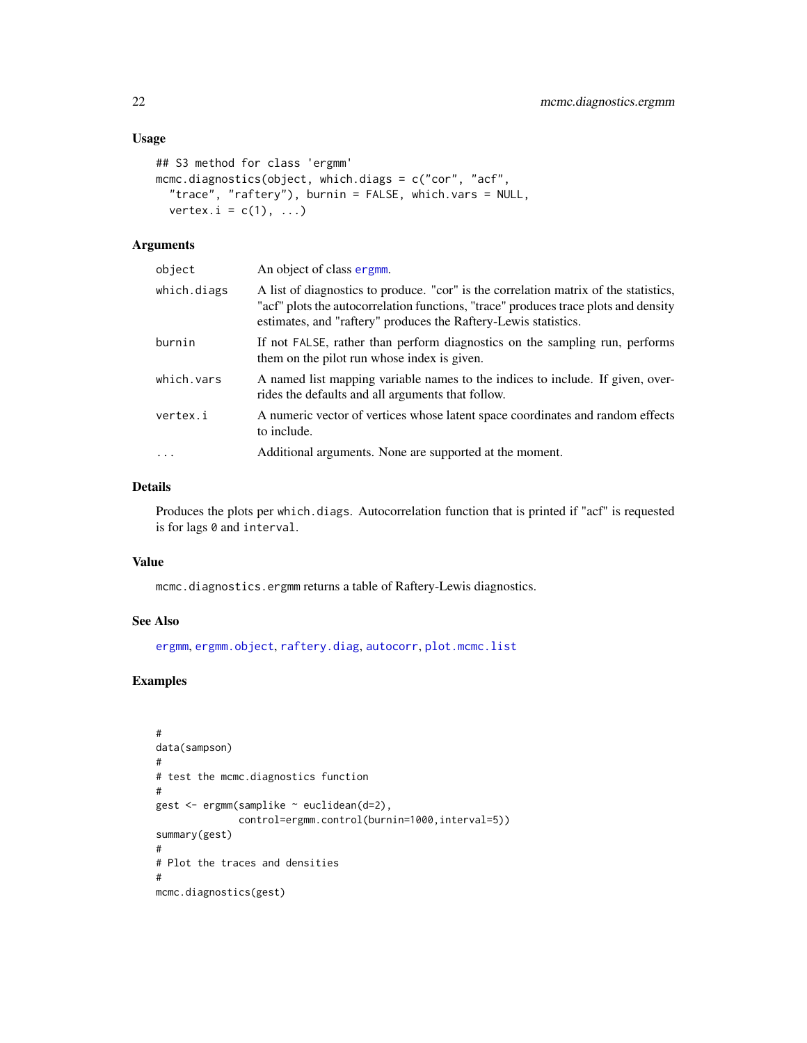## Usage

```
## S3 method for class 'ergmm'
mcmc.diagnostics(object, which.diags = c("cor", "acf",
  "trace", "raftery"), burnin = FALSE, which.vars = NULL,
  vertex.i = c(1), ...)
```

## Arguments

| | |
|---|---|
| object | An object of class ergmm. |
| which.diags | A list of diagnostics to produce. "cor" is the correlation matrix of the statistics, "acf" plots the autocorrelation functions, "trace" produces trace plots and density estimates, and "raftery" produces the Raftery-Lewis statistics. |
| burnin | If not FALSE, rather than perform diagnostics on the sampling run, performs them on the pilot run whose index is given. |
| which.vars | A named list mapping variable names to the indices to include. If given, overrides the defaults and all arguments that follow. |
| vertex.i | A numeric vector of vertices whose latent space coordinates and random effects to include. |
| ... | Additional arguments. None are supported at the moment. |

## Details

Produces the plots per `which.diags`. Autocorrelation function that is printed if "acf" is requested is for lags `0` and `interval`.

## Value

`mcmc.diagnostics.ergmm` returns a table of Raftery-Lewis diagnostics.

## See Also

ergmm, ergmm.object, raftery.diag, autocorr, plot.mcmc.list

## Examples

```
#
data(sampson)
#
# test the mcmc.diagnostics function
#
gest <- ergmm(samplike ~ euclidean(d=2),
              control=ergmm.control(burnin=1000,interval=5))
summary(gest)
#
# Plot the traces and densities
#
mcmc.diagnostics(gest)
```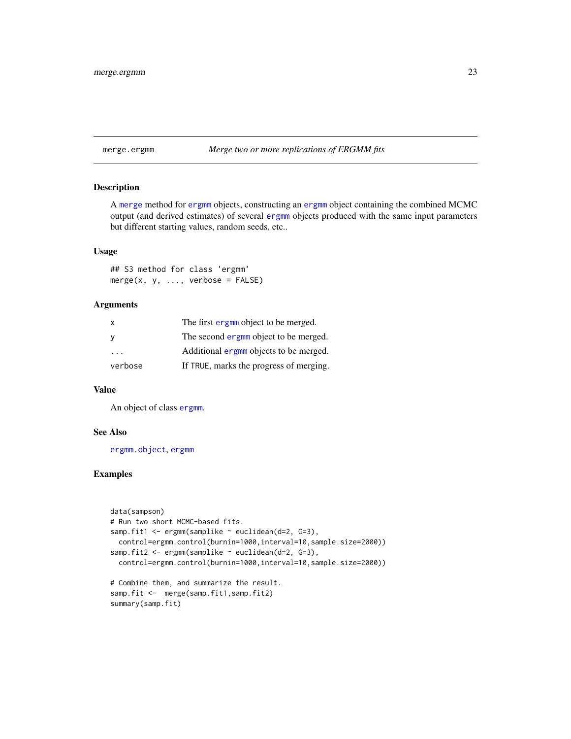# merge.ergmm — *Merge two or more replications of ERGMM fits*

## Description

A `merge` method for `ergmm` objects, constructing an `ergmm` object containing the combined MCMC output (and derived estimates) of several `ergmm` objects produced with the same input parameters but different starting values, random seeds, etc..

## Usage

```
## S3 method for class 'ergmm'
merge(x, y, ..., verbose = FALSE)
```

## Arguments

| | |
|---|---|
| `x` | The first `ergmm` object to be merged. |
| `y` | The second `ergmm` object to be merged. |
| `...` | Additional `ergmm` objects to be merged. |
| `verbose` | If `TRUE`, marks the progress of merging. |

## Value

An object of class `ergmm`.

## See Also

`ergmm.object`, `ergmm`

## Examples

```
data(sampson)
# Run two short MCMC-based fits.
samp.fit1 <- ergmm(samplike ~ euclidean(d=2, G=3),
  control=ergmm.control(burnin=1000,interval=10,sample.size=2000))
samp.fit2 <- ergmm(samplike ~ euclidean(d=2, G=3),
  control=ergmm.control(burnin=1000,interval=10,sample.size=2000))

# Combine them, and summarize the result.
samp.fit <-  merge(samp.fit1,samp.fit2)
summary(samp.fit)
```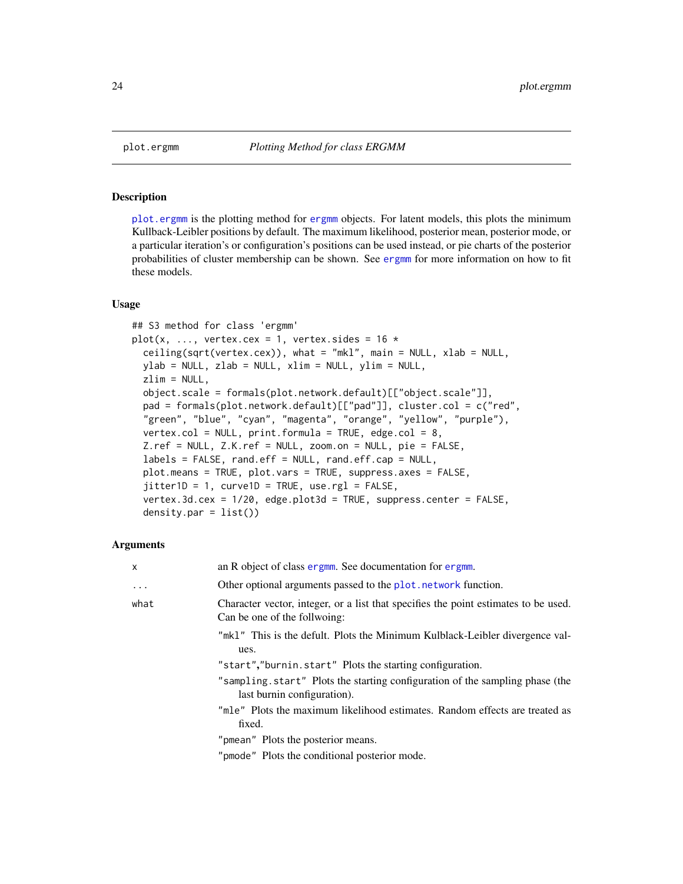# plot.ergmm — *Plotting Method for class ERGMM*

## Description

`plot.ergmm` is the plotting method for `ergmm` objects. For latent models, this plots the minimum Kullback-Leibler positions by default. The maximum likelihood, posterior mean, posterior mode, or a particular iteration's or configuration's positions can be used instead, or pie charts of the posterior probabilities of cluster membership can be shown. See `ergmm` for more information on how to fit these models.

## Usage

```
## S3 method for class 'ergmm'
plot(x, ..., vertex.cex = 1, vertex.sides = 16 *
  ceiling(sqrt(vertex.cex)), what = "mkl", main = NULL, xlab = NULL,
  ylab = NULL, zlab = NULL, xlim = NULL, ylim = NULL,
  zlim = NULL,
  object.scale = formals(plot.network.default)[["object.scale"]],
  pad = formals(plot.network.default)[["pad"]], cluster.col = c("red",
  "green", "blue", "cyan", "magenta", "orange", "yellow", "purple"),
  vertex.col = NULL, print.formula = TRUE, edge.col = 8,
  Z.ref = NULL, Z.K.ref = NULL, zoom.on = NULL, pie = FALSE,
  labels = FALSE, rand.eff = NULL, rand.eff.cap = NULL,
  plot.means = TRUE, plot.vars = TRUE, suppress.axes = FALSE,
  jitter1D = 1, curve1D = TRUE, use.rgl = FALSE,
  vertex.3d.cex = 1/20, edge.plot3d = TRUE, suppress.center = FALSE,
  density.par = list())
```

## Arguments

| | |
|---|---|
| `x` | an R object of class `ergmm`. See documentation for `ergmm`. |
| `...` | Other optional arguments passed to the `plot.network` function. |
| `what` | Character vector, integer, or a list that specifies the point estimates to be used. Can be one of the follwoing: |

- `"mkl"` This is the defult. Plots the Minimum Kulblack-Leibler divergence values.
- `"start"`,`"burnin.start"` Plots the starting configuration.
- `"sampling.start"` Plots the starting configuration of the sampling phase (the last burnin configuration).
- `"mle"` Plots the maximum likelihood estimates. Random effects are treated as fixed.
- `"pmean"` Plots the posterior means.
- `"pmode"` Plots the conditional posterior mode.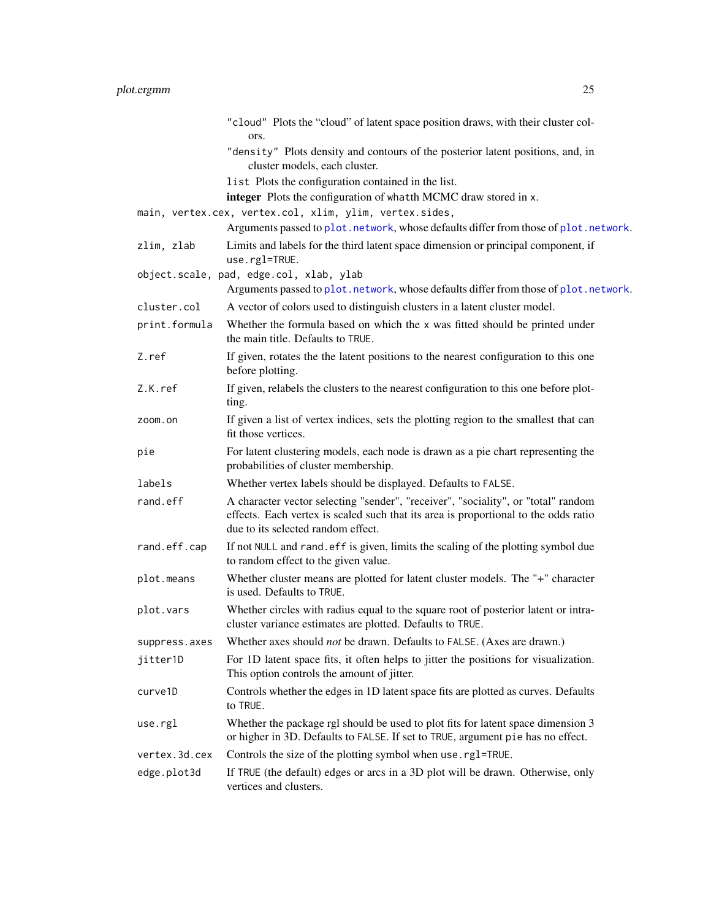"cloud" Plots the "cloud" of latent space position draws, with their cluster colors.

"density" Plots density and contours of the posterior latent positions, and, in cluster models, each cluster.

`list` Plots the configuration contained in the list.

**integer** Plots the configuration of `what`th MCMC draw stored in `x`.

`main, vertex.cex, vertex.col, xlim, ylim, vertex.sides,`
: Arguments passed to `plot.network`, whose defaults differ from those of `plot.network`.

`zlim, zlab`
: Limits and labels for the third latent space dimension or principal component, if `use.rgl=TRUE`.

`object.scale, pad, edge.col, xlab, ylab`
: Arguments passed to `plot.network`, whose defaults differ from those of `plot.network`.

`cluster.col`
: A vector of colors used to distinguish clusters in a latent cluster model.

`print.formula`
: Whether the formula based on which the `x` was fitted should be printed under the main title. Defaults to `TRUE`.

`Z.ref`
: If given, rotates the the latent positions to the nearest configuration to this one before plotting.

`Z.K.ref`
: If given, relabels the clusters to the nearest configuration to this one before plotting.

`zoom.on`
: If given a list of vertex indices, sets the plotting region to the smallest that can fit those vertices.

`pie`
: For latent clustering models, each node is drawn as a pie chart representing the probabilities of cluster membership.

`labels`
: Whether vertex labels should be displayed. Defaults to `FALSE`.

`rand.eff`
: A character vector selecting "sender", "receiver", "sociality", or "total" random effects. Each vertex is scaled such that its area is proportional to the odds ratio due to its selected random effect.

`rand.eff.cap`
: If not `NULL` and `rand.eff` is given, limits the scaling of the plotting symbol due to random effect to the given value.

`plot.means`
: Whether cluster means are plotted for latent cluster models. The "+" character is used. Defaults to `TRUE`.

`plot.vars`
: Whether circles with radius equal to the square root of posterior latent or intra-cluster variance estimates are plotted. Defaults to `TRUE`.

`suppress.axes`
: Whether axes should *not* be drawn. Defaults to `FALSE`. (Axes are drawn.)

`jitter1D`
: For 1D latent space fits, it often helps to jitter the positions for visualization. This option controls the amount of jitter.

`curve1D`
: Controls whether the edges in 1D latent space fits are plotted as curves. Defaults to `TRUE`.

`use.rgl`
: Whether the package rgl should be used to plot fits for latent space dimension 3 or higher in 3D. Defaults to `FALSE`. If set to `TRUE`, argument `pie` has no effect.

`vertex.3d.cex`
: Controls the size of the plotting symbol when `use.rgl=TRUE`.

`edge.plot3d`
: If `TRUE` (the default) edges or arcs in a 3D plot will be drawn. Otherwise, only vertices and clusters.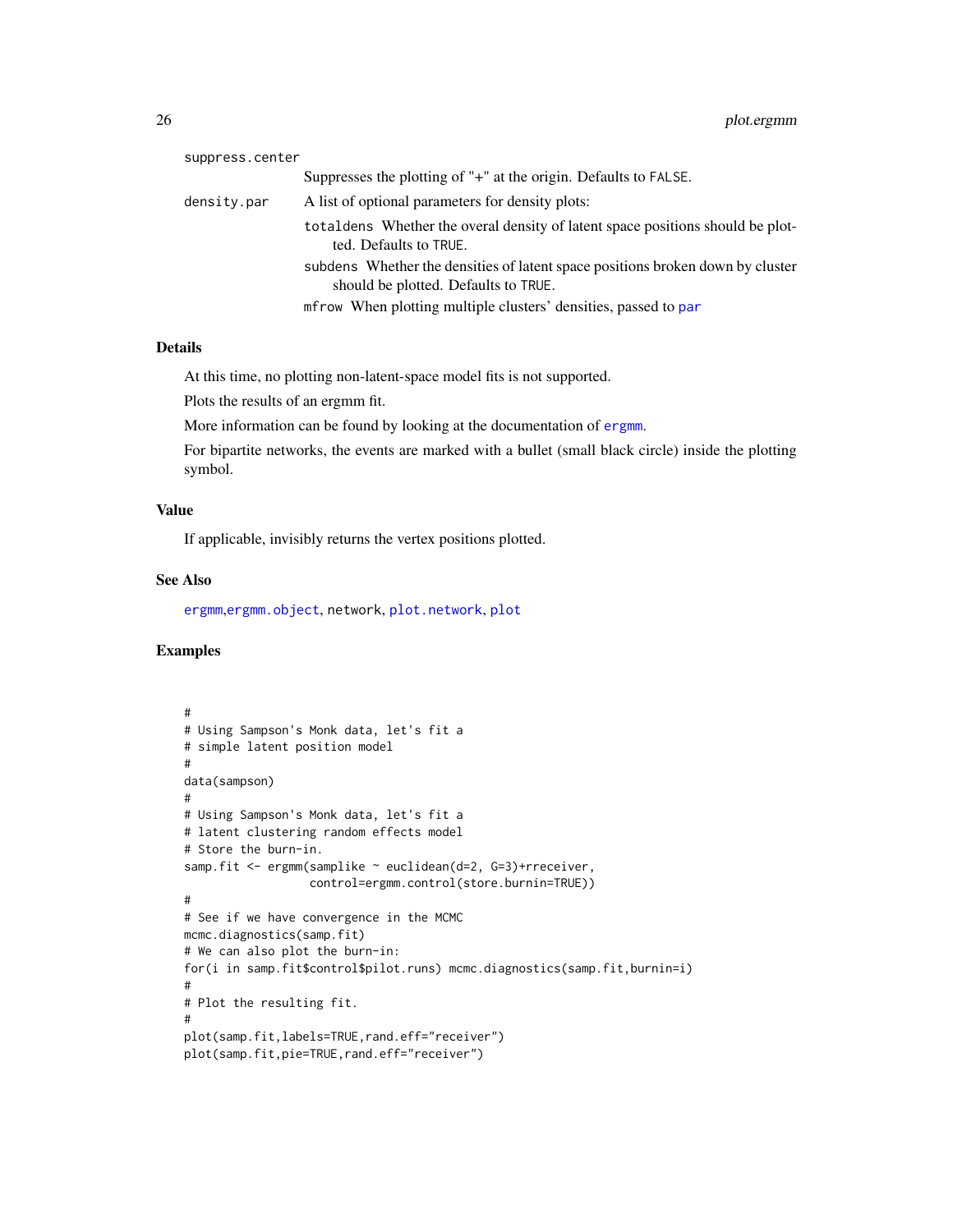suppress.center
: Suppresses the plotting of "+" at the origin. Defaults to FALSE.

density.par
: A list of optional parameters for density plots:

  totaldens Whether the overal density of latent space positions should be plotted. Defaults to TRUE.

  subdens Whether the densities of latent space positions broken down by cluster should be plotted. Defaults to TRUE.

  mfrow When plotting multiple clusters' densities, passed to par

### Details

At this time, no plotting non-latent-space model fits is not supported.

Plots the results of an ergmm fit.

More information can be found by looking at the documentation of ergmm.

For bipartite networks, the events are marked with a bullet (small black circle) inside the plotting symbol.

### Value

If applicable, invisibly returns the vertex positions plotted.

### See Also

ergmm,ergmm.object, network, plot.network, plot

### Examples

```
#
# Using Sampson's Monk data, let's fit a
# simple latent position model
#
data(sampson)
#
# Using Sampson's Monk data, let's fit a
# latent clustering random effects model
# Store the burn-in.
samp.fit <- ergmm(samplike ~ euclidean(d=2, G=3)+rreceiver,
                  control=ergmm.control(store.burnin=TRUE))
#
# See if we have convergence in the MCMC
mcmc.diagnostics(samp.fit)
# We can also plot the burn-in:
for(i in samp.fit$control$pilot.runs) mcmc.diagnostics(samp.fit,burnin=i)
#
# Plot the resulting fit.
#
plot(samp.fit,labels=TRUE,rand.eff="receiver")
plot(samp.fit,pie=TRUE,rand.eff="receiver")
```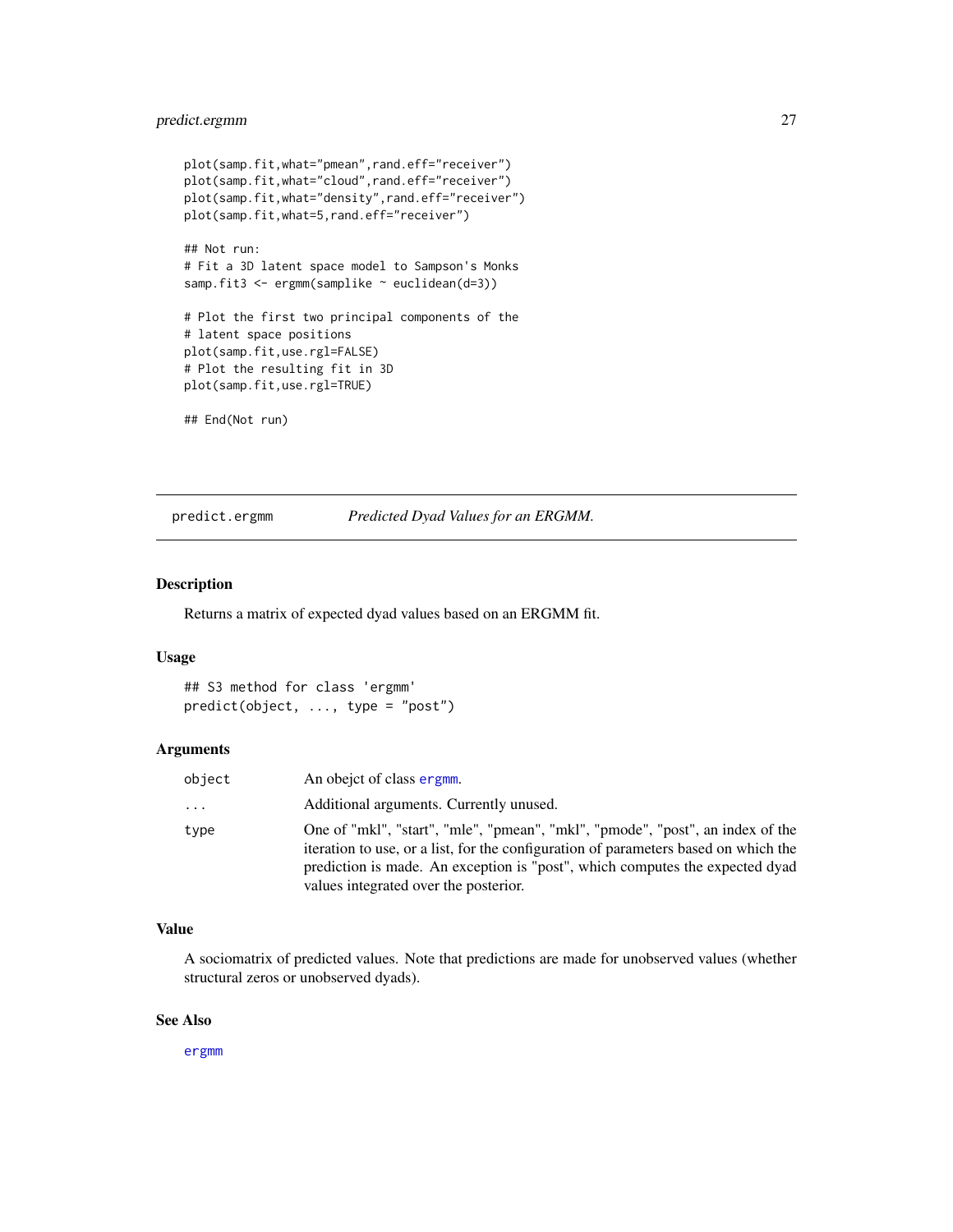```
plot(samp.fit,what="pmean",rand.eff="receiver")
plot(samp.fit,what="cloud",rand.eff="receiver")
plot(samp.fit,what="density",rand.eff="receiver")
plot(samp.fit,what=5,rand.eff="receiver")

## Not run:
# Fit a 3D latent space model to Sampson's Monks
samp.fit3 <- ergmm(samplike ~ euclidean(d=3))

# Plot the first two principal components of the
# latent space positions
plot(samp.fit,use.rgl=FALSE)
# Plot the resulting fit in 3D
plot(samp.fit,use.rgl=TRUE)

## End(Not run)
```

---

## predict.ergmm — *Predicted Dyad Values for an ERGMM.*

### Description

Returns a matrix of expected dyad values based on an ERGMM fit.

### Usage

```
## S3 method for class 'ergmm'
predict(object, ..., type = "post")
```

### Arguments

| | |
|---|---|
| object | An obejct of class ergmm. |
| ... | Additional arguments. Currently unused. |
| type | One of "mkl", "start", "mle", "pmean", "mkl", "pmode", "post", an index of the iteration to use, or a list, for the configuration of parameters based on which the prediction is made. An exception is "post", which computes the expected dyad values integrated over the posterior. |

### Value

A sociomatrix of predicted values. Note that predictions are made for unobserved values (whether structural zeros or unobserved dyads).

### See Also

ergmm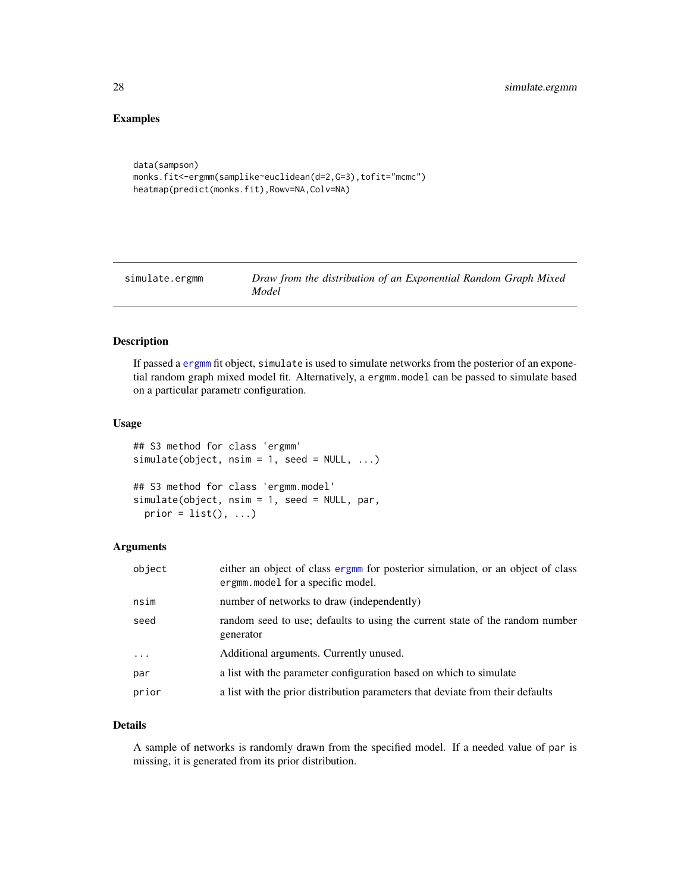## Examples

```
data(sampson)
monks.fit<-ergmm(samplike~euclidean(d=2,G=3),tofit="mcmc")
heatmap(predict(monks.fit),Rowv=NA,Colv=NA)
```

---

# simulate.ergmm — *Draw from the distribution of an Exponential Random Graph Mixed Model*

---

## Description

If passed a ergmm fit object, simulate is used to simulate networks from the posterior of an exponential random graph mixed model fit. Alternatively, a ergmm.model can be passed to simulate based on a particular parametr configuration.

## Usage

```
## S3 method for class 'ergmm'
simulate(object, nsim = 1, seed = NULL, ...)

## S3 method for class 'ergmm.model'
simulate(object, nsim = 1, seed = NULL, par,
  prior = list(), ...)
```

## Arguments

| | |
|---|---|
| object | either an object of class ergmm for posterior simulation, or an object of class ergmm.model for a specific model. |
| nsim | number of networks to draw (independently) |
| seed | random seed to use; defaults to using the current state of the random number generator |
| ... | Additional arguments. Currently unused. |
| par | a list with the parameter configuration based on which to simulate |
| prior | a list with the prior distribution parameters that deviate from their defaults |

## Details

A sample of networks is randomly drawn from the specified model. If a needed value of par is missing, it is generated from its prior distribution.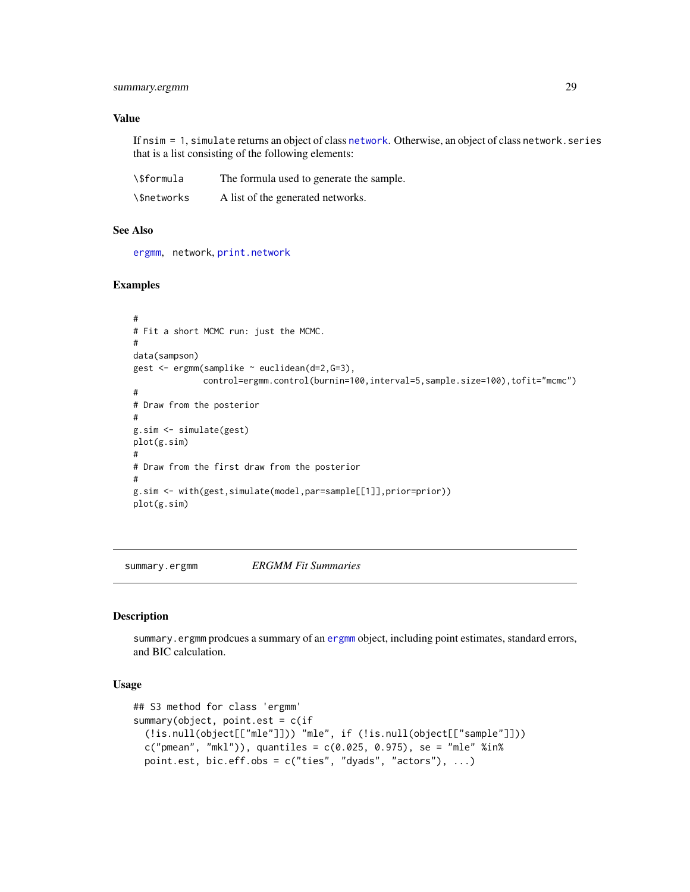### Value

If nsim = 1, simulate returns an object of class network. Otherwise, an object of class network.series that is a list consisting of the following elements:

| | |
|---|---|
| \$formula | The formula used to generate the sample. |
| \$networks | A list of the generated networks. |

### See Also

ergmm, network, print.network

### Examples

```
#
# Fit a short MCMC run: just the MCMC.
#
data(sampson)
gest <- ergmm(samplike ~ euclidean(d=2,G=3),
              control=ergmm.control(burnin=100,interval=5,sample.size=100),tofit="mcmc")
#
# Draw from the posterior
#
g.sim <- simulate(gest)
plot(g.sim)
#
# Draw from the first draw from the posterior
#
g.sim <- with(gest,simulate(model,par=sample[[1]],prior=prior))
plot(g.sim)
```

---

## summary.ergmm *ERGMM Fit Summaries*

### Description

summary.ergmm prodcues a summary of an ergmm object, including point estimates, standard errors, and BIC calculation.

### Usage

```
## S3 method for class 'ergmm'
summary(object, point.est = c(if
  (!is.null(object[["mle"]])) "mle", if (!is.null(object[["sample"]]))
  c("pmean", "mkl")), quantiles = c(0.025, 0.975), se = "mle" %in%
  point.est, bic.eff.obs = c("ties", "dyads", "actors"), ...)
```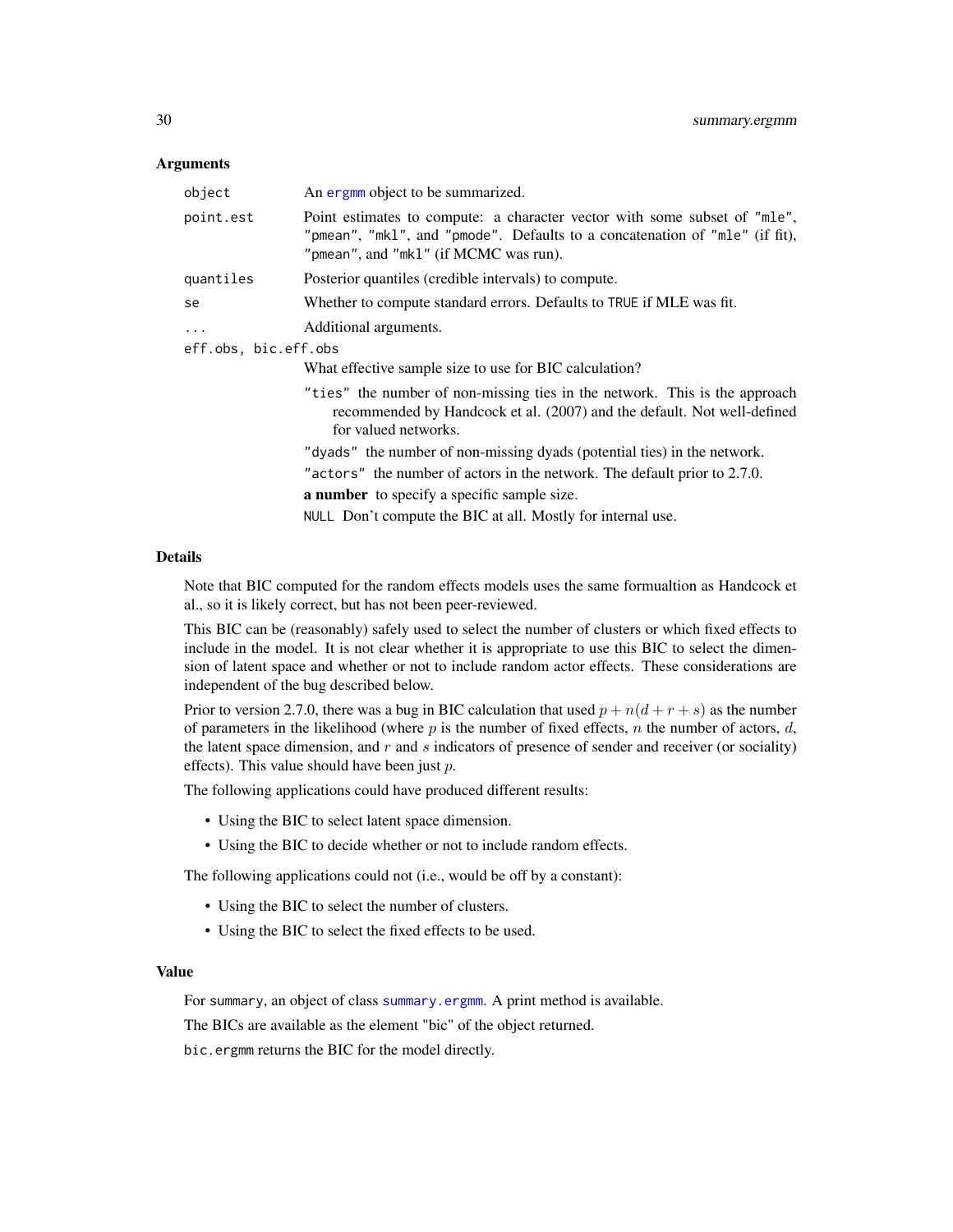### Arguments

| | |
|---|---|
| `object` | An `ergmm` object to be summarized. |
| `point.est` | Point estimates to compute: a character vector with some subset of `"mle"`, `"pmean"`, `"mkl"`, and `"pmode"`. Defaults to a concatenation of `"mle"` (if fit), `"pmean"`, and `"mkl"` (if MCMC was run). |
| `quantiles` | Posterior quantiles (credible intervals) to compute. |
| `se` | Whether to compute standard errors. Defaults to `TRUE` if MLE was fit. |
| `...` | Additional arguments. |

`eff.obs, bic.eff.obs`

What effective sample size to use for BIC calculation?

`"ties"` the number of non-missing ties in the network. This is the approach recommended by Handcock et al. (2007) and the default. Not well-defined for valued networks.

`"dyads"` the number of non-missing dyads (potential ties) in the network.

`"actors"` the number of actors in the network. The default prior to 2.7.0.

**a number** to specify a specific sample size.

`NULL` Don't compute the BIC at all. Mostly for internal use.

### Details

Note that BIC computed for the random effects models uses the same formualtion as Handcock et al., so it is likely correct, but has not been peer-reviewed.

This BIC can be (reasonably) safely used to select the number of clusters or which fixed effects to include in the model. It is not clear whether it is appropriate to use this BIC to select the dimension of latent space and whether or not to include random actor effects. These considerations are independent of the bug described below.

Prior to version 2.7.0, there was a bug in BIC calculation that used $p + n(d + r + s)$ as the number of parameters in the likelihood (where $p$ is the number of fixed effects, $n$ the number of actors, $d$, the latent space dimension, and $r$ and $s$ indicators of presence of sender and receiver (or sociality) effects). This value should have been just $p$.

The following applications could have produced different results:

- Using the BIC to select latent space dimension.
- Using the BIC to decide whether or not to include random effects.

The following applications could not (i.e., would be off by a constant):

- Using the BIC to select the number of clusters.
- Using the BIC to select the fixed effects to be used.

### Value

For `summary`, an object of class `summary.ergmm`. A print method is available.

The BICs are available as the element "bic" of the object returned.

`bic.ergmm` returns the BIC for the model directly.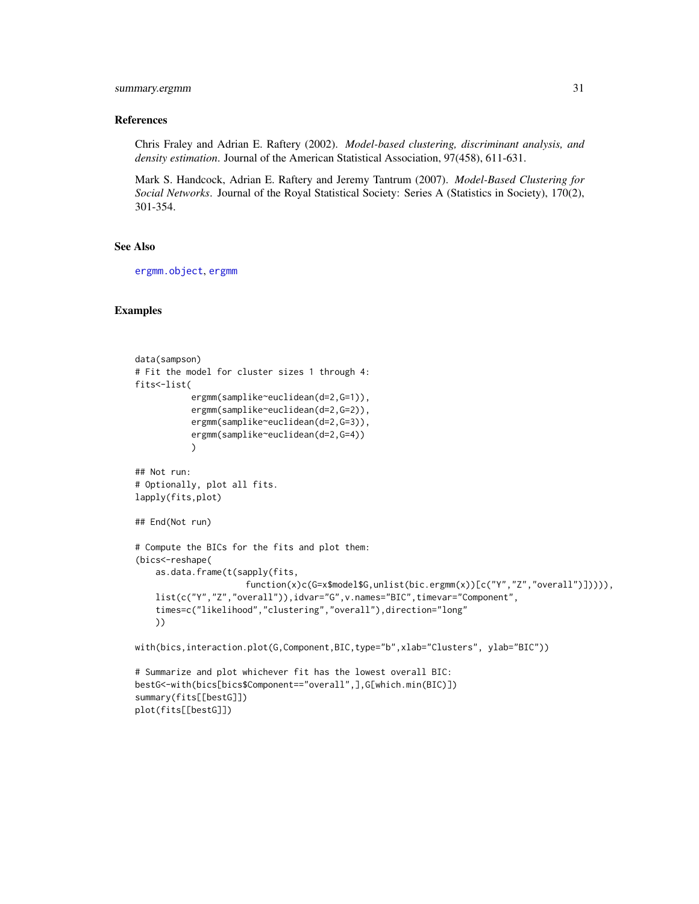### References

Chris Fraley and Adrian E. Raftery (2002). *Model-based clustering, discriminant analysis, and density estimation*. Journal of the American Statistical Association, 97(458), 611-631.

Mark S. Handcock, Adrian E. Raftery and Jeremy Tantrum (2007). *Model-Based Clustering for Social Networks*. Journal of the Royal Statistical Society: Series A (Statistics in Society), 170(2), 301-354.

### See Also

ergmm.object, ergmm

### Examples

```
data(sampson)
# Fit the model for cluster sizes 1 through 4:
fits<-list(
           ergmm(samplike~euclidean(d=2,G=1)),
           ergmm(samplike~euclidean(d=2,G=2)),
           ergmm(samplike~euclidean(d=2,G=3)),
           ergmm(samplike~euclidean(d=2,G=4))
           )

## Not run:
# Optionally, plot all fits.
lapply(fits,plot)

## End(Not run)

# Compute the BICs for the fits and plot them:
(bics<-reshape(
    as.data.frame(t(sapply(fits,
                     function(x)c(G=x$model$G,unlist(bic.ergmm(x))[c("Y","Z","overall")])))),
    list(c("Y","Z","overall")),idvar="G",v.names="BIC",timevar="Component",
    times=c("likelihood","clustering","overall"),direction="long"
    ))

with(bics,interaction.plot(G,Component,BIC,type="b",xlab="Clusters", ylab="BIC"))

# Summarize and plot whichever fit has the lowest overall BIC:
bestG<-with(bics[bics$Component=="overall",],G[which.min(BIC)])
summary(fits[[bestG]])
plot(fits[[bestG]])
```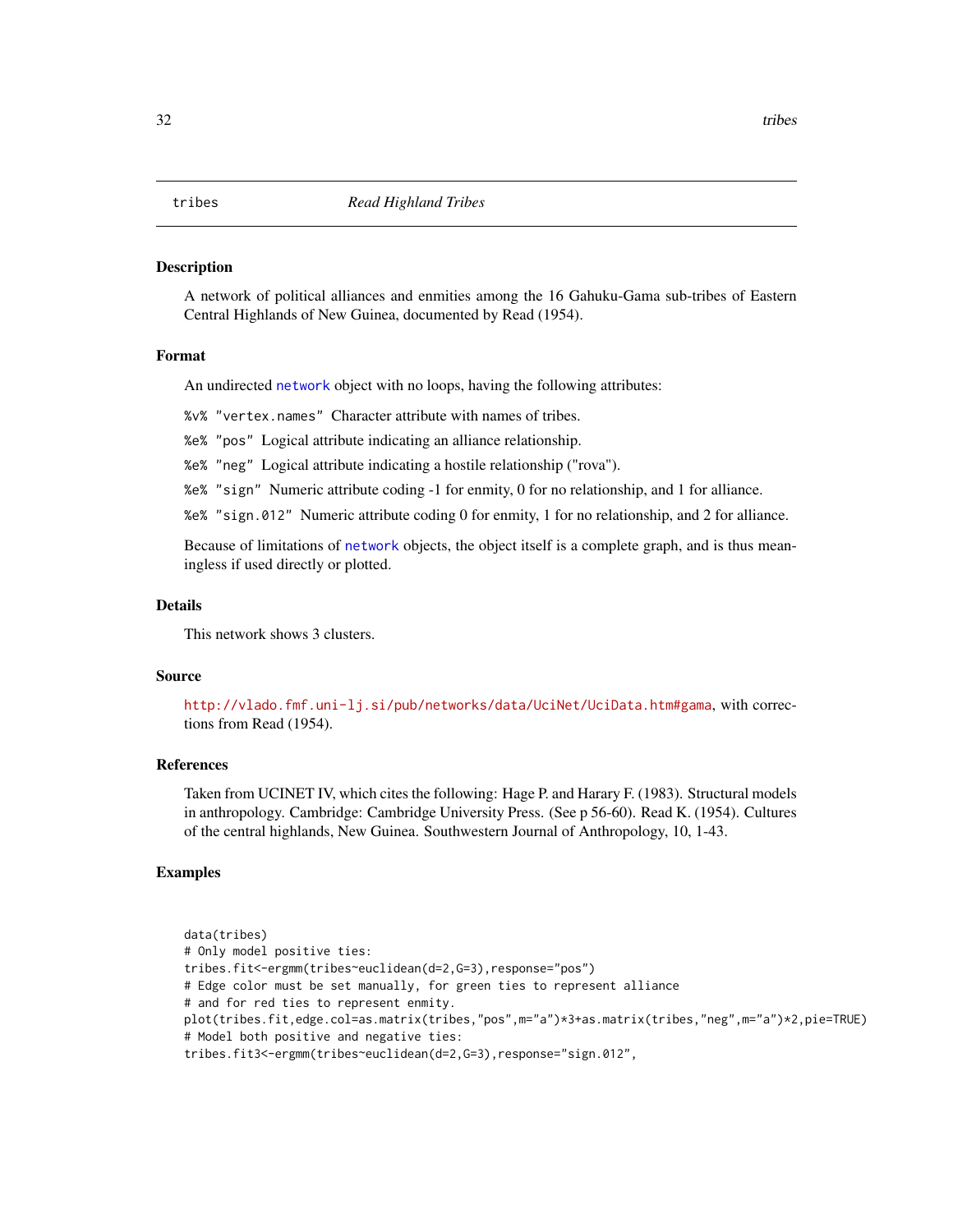# tribes — *Read Highland Tribes*

## Description

A network of political alliances and enmities among the 16 Gahuku-Gama sub-tribes of Eastern Central Highlands of New Guinea, documented by Read (1954).

## Format

An undirected network object with no loops, having the following attributes:

- `%v% "vertex.names"` Character attribute with names of tribes.
- `%e% "pos"` Logical attribute indicating an alliance relationship.
- `%e% "neg"` Logical attribute indicating a hostile relationship ("rova").
- `%e% "sign"` Numeric attribute coding -1 for enmity, 0 for no relationship, and 1 for alliance.
- `%e% "sign.012"` Numeric attribute coding 0 for enmity, 1 for no relationship, and 2 for alliance.

Because of limitations of network objects, the object itself is a complete graph, and is thus meaningless if used directly or plotted.

## Details

This network shows 3 clusters.

## Source

http://vlado.fmf.uni-lj.si/pub/networks/data/UciNet/UciData.htm#gama, with corrections from Read (1954).

## References

Taken from UCINET IV, which cites the following: Hage P. and Harary F. (1983). Structural models in anthropology. Cambridge: Cambridge University Press. (See p 56-60). Read K. (1954). Cultures of the central highlands, New Guinea. Southwestern Journal of Anthropology, 10, 1-43.

## Examples

```
data(tribes)
# Only model positive ties:
tribes.fit<-ergmm(tribes~euclidean(d=2,G=3),response="pos")
# Edge color must be set manually, for green ties to represent alliance
# and for red ties to represent enmity.
plot(tribes.fit,edge.col=as.matrix(tribes,"pos",m="a")*3+as.matrix(tribes,"neg",m="a")*2,pie=TRUE)
# Model both positive and negative ties:
tribes.fit3<-ergmm(tribes~euclidean(d=2,G=3),response="sign.012",
```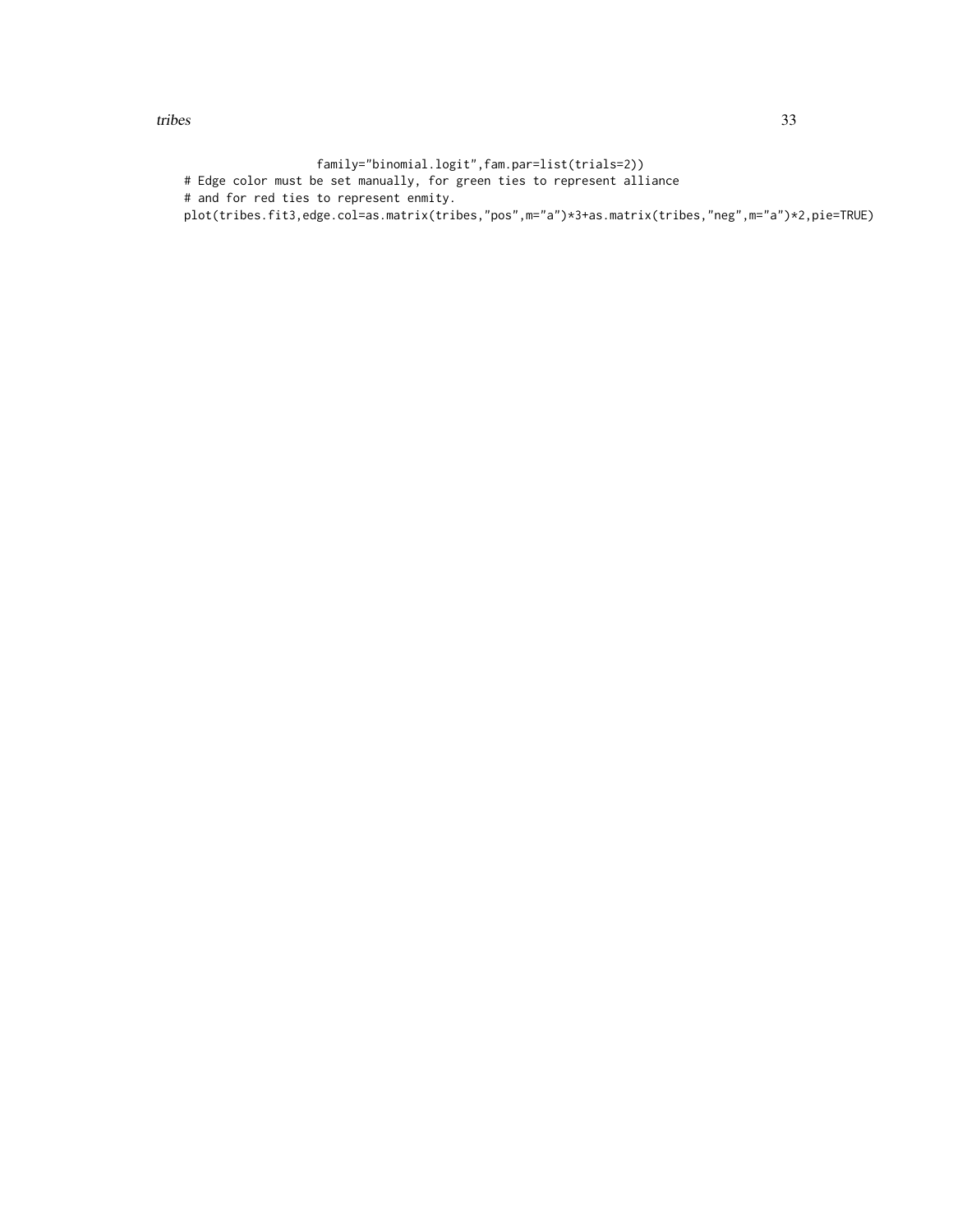```
                    family="binomial.logit",fam.par=list(trials=2))
# Edge color must be set manually, for green ties to represent alliance
# and for red ties to represent enmity.
plot(tribes.fit3,edge.col=as.matrix(tribes,"pos",m="a")*3+as.matrix(tribes,"neg",m="a")*2,pie=TRUE)
```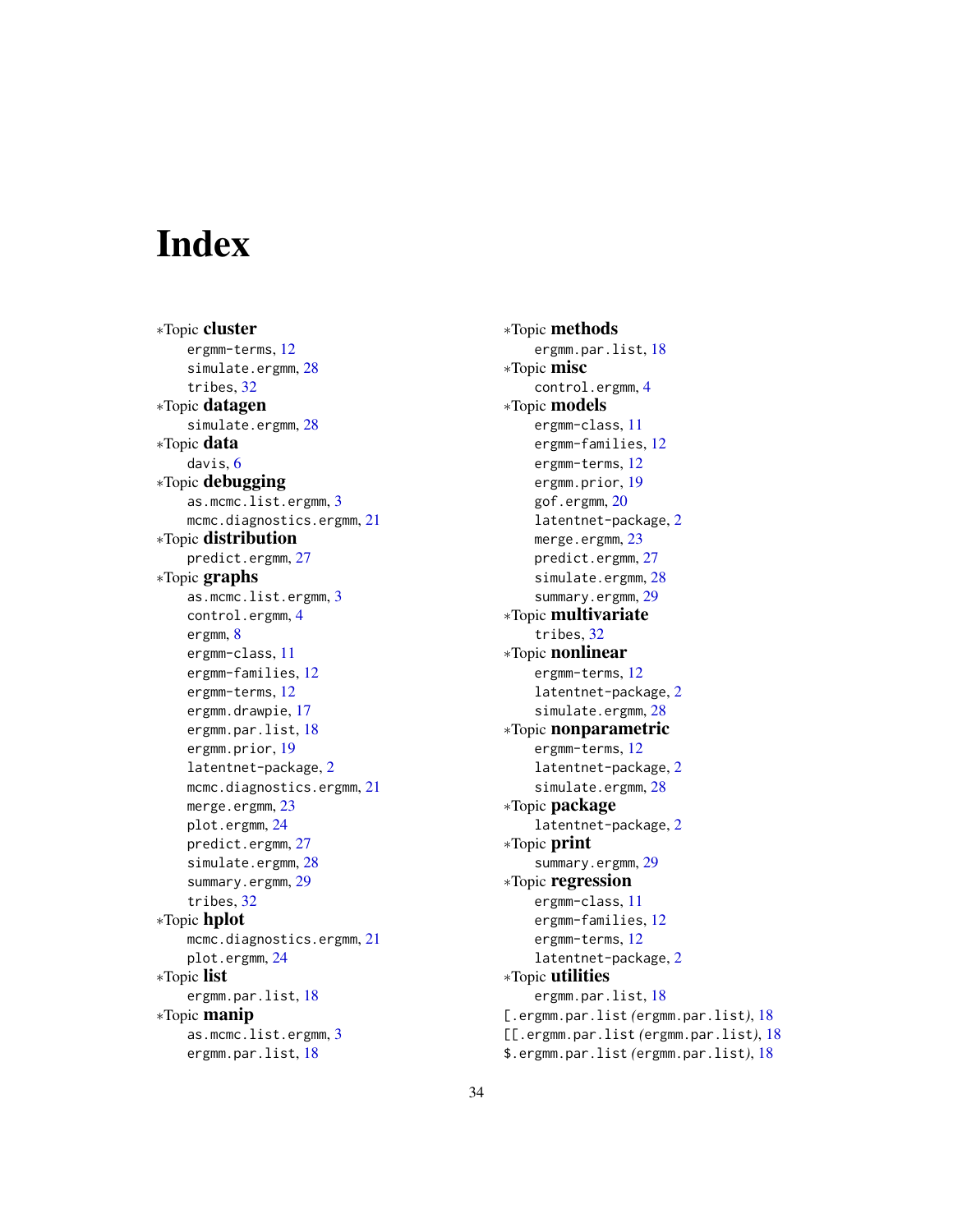# Index

*Topic **cluster**
  ergmm-terms, 12
  simulate.ergmm, 28
  tribes, 32

*Topic **datagen**
  simulate.ergmm, 28

*Topic **data**
  davis, 6

*Topic **debugging**
  as.mcmc.list.ergmm, 3
  mcmc.diagnostics.ergmm, 21

*Topic **distribution**
  predict.ergmm, 27

*Topic **graphs**
  as.mcmc.list.ergmm, 3
  control.ergmm, 4
  ergmm, 8
  ergmm-class, 11
  ergmm-families, 12
  ergmm-terms, 12
  ergmm.drawpie, 17
  ergmm.par.list, 18
  ergmm.prior, 19
  latentnet-package, 2
  mcmc.diagnostics.ergmm, 21
  merge.ergmm, 23
  plot.ergmm, 24
  predict.ergmm, 27
  simulate.ergmm, 28
  summary.ergmm, 29
  tribes, 32

*Topic **hplot**
  mcmc.diagnostics.ergmm, 21
  plot.ergmm, 24

*Topic **list**
  ergmm.par.list, 18

*Topic **manip**
  as.mcmc.list.ergmm, 3
  ergmm.par.list, 18

*Topic **methods**
  ergmm.par.list, 18

*Topic **misc**
  control.ergmm, 4

*Topic **models**
  ergmm-class, 11
  ergmm-families, 12
  ergmm-terms, 12
  ergmm.prior, 19
  gof.ergmm, 20
  latentnet-package, 2
  merge.ergmm, 23
  predict.ergmm, 27
  simulate.ergmm, 28
  summary.ergmm, 29

*Topic **multivariate**
  tribes, 32

*Topic **nonlinear**
  ergmm-terms, 12
  latentnet-package, 2
  simulate.ergmm, 28

*Topic **nonparametric**
  ergmm-terms, 12
  latentnet-package, 2
  simulate.ergmm, 28

*Topic **package**
  latentnet-package, 2

*Topic **print**
  summary.ergmm, 29

*Topic **regression**
  ergmm-class, 11
  ergmm-families, 12
  ergmm-terms, 12
  latentnet-package, 2

*Topic **utilities**
  ergmm.par.list, 18

[.ergmm.par.list *(ergmm.par.list)*, 18
[[.ergmm.par.list *(ergmm.par.list)*, 18
$.ergmm.par.list *(ergmm.par.list)*, 18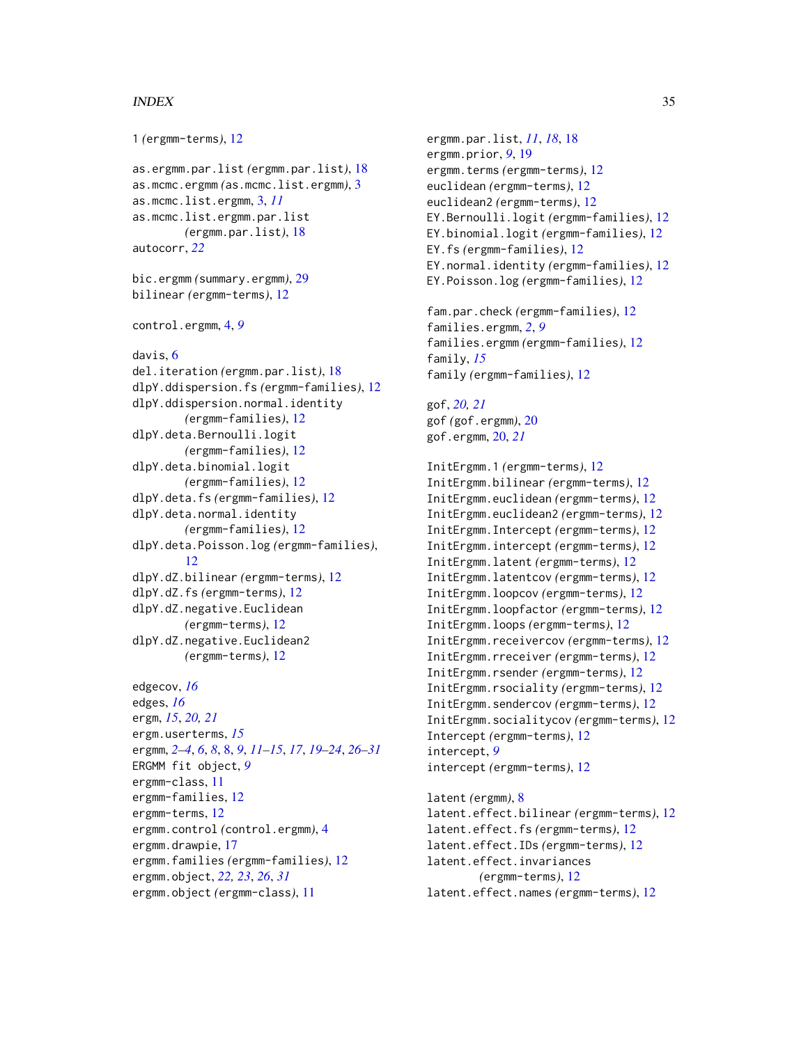1 *(ergmm-terms)*, 12

as.ergmm.par.list *(ergmm.par.list)*, 18
as.mcmc.ergmm *(as.mcmc.list.ergmm)*, 3
as.mcmc.list.ergmm, 3, *11*
as.mcmc.list.ergmm.par.list *(ergmm.par.list)*, 18
autocorr, *22*

bic.ergmm *(summary.ergmm)*, 29
bilinear *(ergmm-terms)*, 12

control.ergmm, 4, *9*

davis, 6
del.iteration *(ergmm.par.list)*, 18
dlpY.ddispersion.fs *(ergmm-families)*, 12
dlpY.ddispersion.normal.identity *(ergmm-families)*, 12
dlpY.deta.Bernoulli.logit *(ergmm-families)*, 12
dlpY.deta.binomial.logit *(ergmm-families)*, 12
dlpY.deta.fs *(ergmm-families)*, 12
dlpY.deta.normal.identity *(ergmm-families)*, 12
dlpY.deta.Poisson.log *(ergmm-families)*, 12
dlpY.dZ.bilinear *(ergmm-terms)*, 12
dlpY.dZ.fs *(ergmm-terms)*, 12
dlpY.dZ.negative.Euclidean *(ergmm-terms)*, 12
dlpY.dZ.negative.Euclidean2 *(ergmm-terms)*, 12

edgecov, *16*
edges, *16*
ergm, *15*, *20, 21*
ergm.userterms, *15*
ergmm, *2–4*, *6*, *8*, 8, *9*, *11–15*, *17*, *19–24*, *26–31*
ERGMM fit object, *9*
ergmm-class, 11
ergmm-families, 12
ergmm-terms, 12
ergmm.control *(control.ergmm)*, 4
ergmm.drawpie, 17
ergmm.families *(ergmm-families)*, 12
ergmm.object, *22, 23*, *26*, *31*
ergmm.object *(ergmm-class)*, 11
ergmm.par.list, *11*, *18*, 18
ergmm.prior, *9*, 19
ergmm.terms *(ergmm-terms)*, 12
euclidean *(ergmm-terms)*, 12
euclidean2 *(ergmm-terms)*, 12
EY.Bernoulli.logit *(ergmm-families)*, 12
EY.binomial.logit *(ergmm-families)*, 12
EY.fs *(ergmm-families)*, 12
EY.normal.identity *(ergmm-families)*, 12
EY.Poisson.log *(ergmm-families)*, 12

fam.par.check *(ergmm-families)*, 12
families.ergmm, *2*, *9*
families.ergmm *(ergmm-families)*, 12
family, *15*
family *(ergmm-families)*, 12

gof, *20, 21*
gof *(gof.ergmm)*, 20
gof.ergmm, 20, *21*

InitErgmm.1 *(ergmm-terms)*, 12
InitErgmm.bilinear *(ergmm-terms)*, 12
InitErgmm.euclidean *(ergmm-terms)*, 12
InitErgmm.euclidean2 *(ergmm-terms)*, 12
InitErgmm.Intercept *(ergmm-terms)*, 12
InitErgmm.intercept *(ergmm-terms)*, 12
InitErgmm.latent *(ergmm-terms)*, 12
InitErgmm.latentcov *(ergmm-terms)*, 12
InitErgmm.loopcov *(ergmm-terms)*, 12
InitErgmm.loopfactor *(ergmm-terms)*, 12
InitErgmm.loops *(ergmm-terms)*, 12
InitErgmm.receivercov *(ergmm-terms)*, 12
InitErgmm.rreceiver *(ergmm-terms)*, 12
InitErgmm.rsender *(ergmm-terms)*, 12
InitErgmm.rsociality *(ergmm-terms)*, 12
InitErgmm.sendercov *(ergmm-terms)*, 12
InitErgmm.socialitycov *(ergmm-terms)*, 12
Intercept *(ergmm-terms)*, 12
intercept, *9*
intercept *(ergmm-terms)*, 12

latent *(ergmm)*, 8
latent.effect.bilinear *(ergmm-terms)*, 12
latent.effect.fs *(ergmm-terms)*, 12
latent.effect.IDs *(ergmm-terms)*, 12
latent.effect.invariances *(ergmm-terms)*, 12
latent.effect.names *(ergmm-terms)*, 12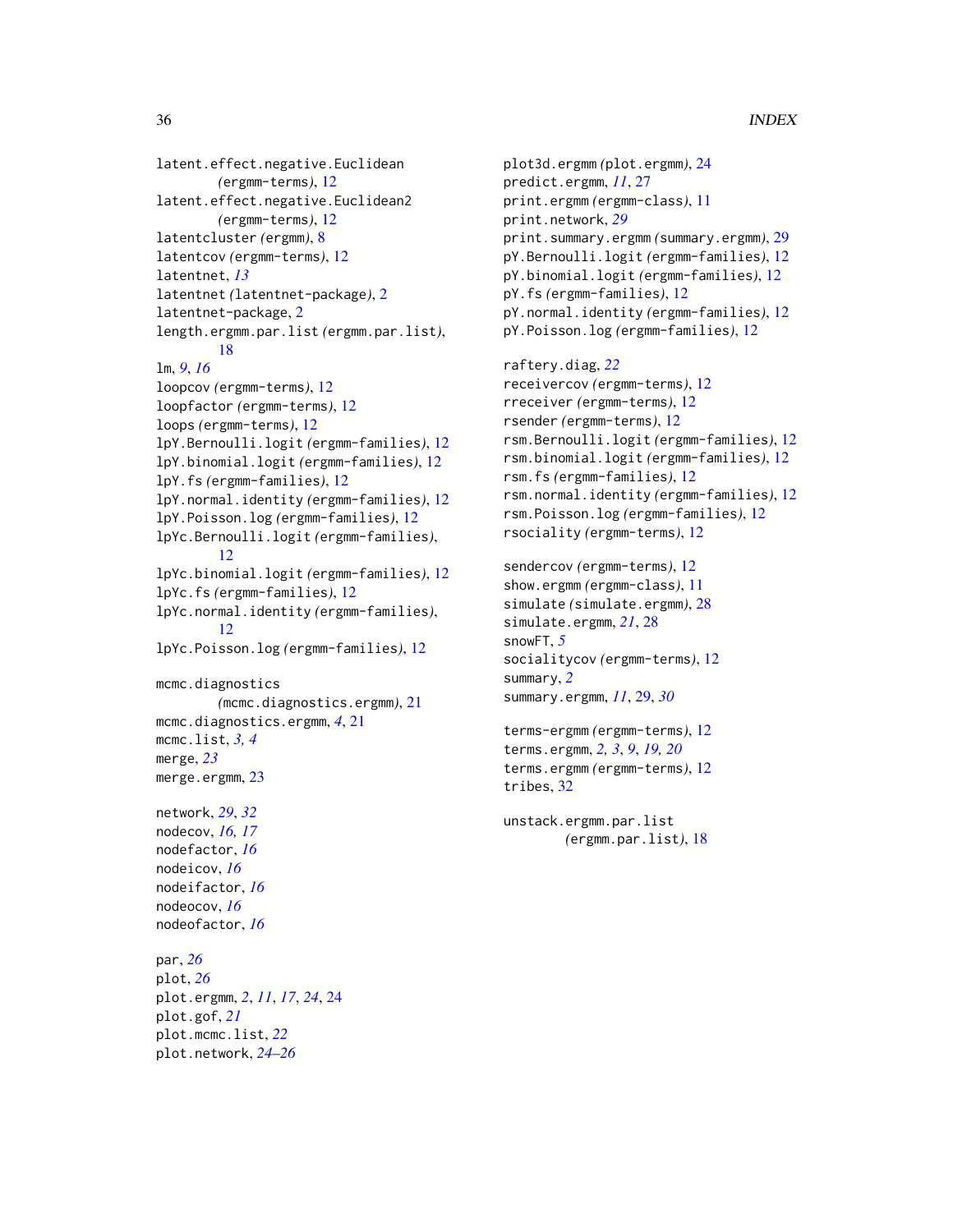latent.effect.negative.Euclidean
 *(ergmm-terms)*, 12
latent.effect.negative.Euclidean2
 *(ergmm-terms)*, 12
latentcluster *(ergmm)*, 8
latentcov *(ergmm-terms)*, 12
latentnet, *13*
latentnet *(latentnet-package)*, 2
latentnet-package, 2
length.ergmm.par.list *(ergmm.par.list)*,
 18
lm, *9*, *16*
loopcov *(ergmm-terms)*, 12
loopfactor *(ergmm-terms)*, 12
loops *(ergmm-terms)*, 12
lpY.Bernoulli.logit *(ergmm-families)*, 12
lpY.binomial.logit *(ergmm-families)*, 12
lpY.fs *(ergmm-families)*, 12
lpY.normal.identity *(ergmm-families)*, 12
lpY.Poisson.log *(ergmm-families)*, 12
lpYc.Bernoulli.logit *(ergmm-families)*,
 12
lpYc.binomial.logit *(ergmm-families)*, 12
lpYc.fs *(ergmm-families)*, 12
lpYc.normal.identity *(ergmm-families)*,
 12
lpYc.Poisson.log *(ergmm-families)*, 12

mcmc.diagnostics
 *(mcmc.diagnostics.ergmm)*, 21
mcmc.diagnostics.ergmm, *4*, 21
mcmc.list, *3, 4*
merge, *23*
merge.ergmm, 23

network, *29*, *32*
nodecov, *16, 17*
nodefactor, *16*
nodeicov, *16*
nodeifactor, *16*
nodeocov, *16*
nodeofactor, *16*

par, *26*
plot, *26*
plot.ergmm, *2*, *11*, *17*, *24*, 24
plot.gof, *21*
plot.mcmc.list, *22*
plot.network, *24–26*
plot3d.ergmm *(plot.ergmm)*, 24
predict.ergmm, *11*, 27
print.ergmm *(ergmm-class)*, 11
print.network, *29*
print.summary.ergmm *(summary.ergmm)*, 29
pY.Bernoulli.logit *(ergmm-families)*, 12
pY.binomial.logit *(ergmm-families)*, 12
pY.fs *(ergmm-families)*, 12
pY.normal.identity *(ergmm-families)*, 12
pY.Poisson.log *(ergmm-families)*, 12

raftery.diag, *22*
receivercov *(ergmm-terms)*, 12
rreceiver *(ergmm-terms)*, 12
rsender *(ergmm-terms)*, 12
rsm.Bernoulli.logit *(ergmm-families)*, 12
rsm.binomial.logit *(ergmm-families)*, 12
rsm.fs *(ergmm-families)*, 12
rsm.normal.identity *(ergmm-families)*, 12
rsm.Poisson.log *(ergmm-families)*, 12
rsociality *(ergmm-terms)*, 12

sendercov *(ergmm-terms)*, 12
show.ergmm *(ergmm-class)*, 11
simulate *(simulate.ergmm)*, 28
simulate.ergmm, *21*, 28
snowFT, *5*
socialitycov *(ergmm-terms)*, 12
summary, *2*
summary.ergmm, *11*, 29, *30*

terms-ergmm *(ergmm-terms)*, 12
terms.ergmm, *2, 3*, *9*, *19, 20*
terms.ergmm *(ergmm-terms)*, 12
tribes, 32

unstack.ergmm.par.list
 *(ergmm.par.list)*, 18